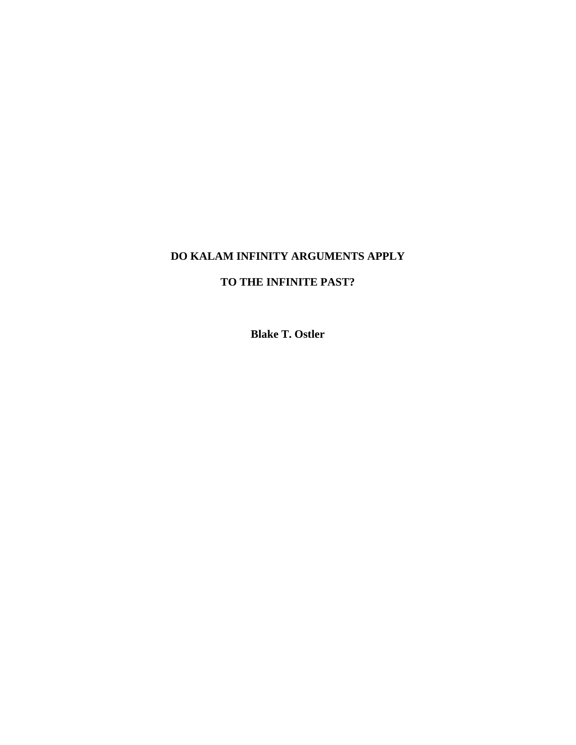# DO KALAM INFINITY ARGUMENTS APPLY TO THE INFINITE PAST?

**Blake T. Ostler**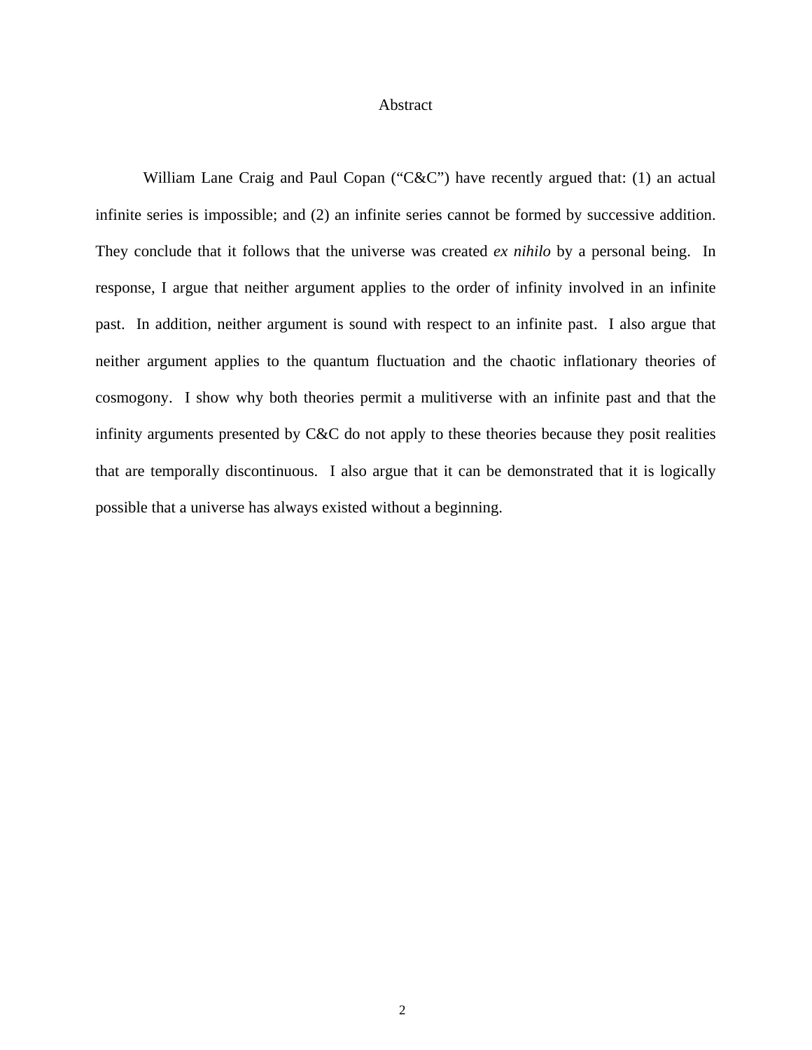# Abstract

William Lane Craig and Paul Copan ("C&C") have recently argued that: (1) an actual infinite series is impossible; and (2) an infinite series cannot be formed by successive addition. They conclude that it follows that the universe was created *ex nihilo* by a personal being. In response, I argue that neither argument applies to the order of infinity involved in an infinite past. In addition, neither argument is sound with respect to an infinite past. I also argue that neither argument applies to the quantum fluctuation and the chaotic inflationary theories of cosmogony. I show why both theories permit a mulitiverse with an infinite past and that the infinity arguments presented by C&C do not apply to these theories because they posit realities that are temporally discontinuous. I also argue that it can be demonstrated that it is logically possible that a universe has always existed without a beginning.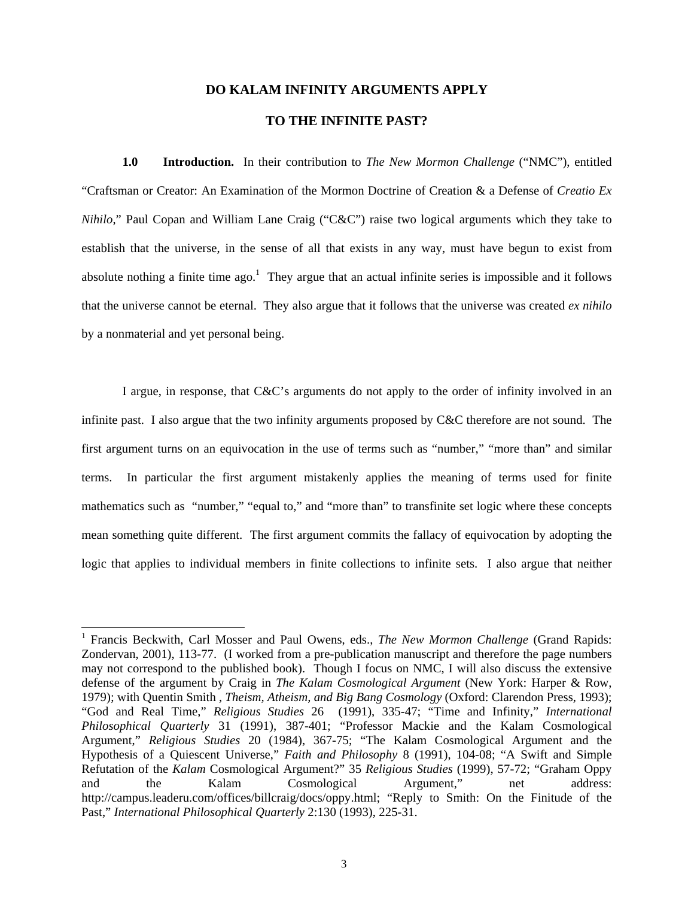**DO KALAM INFINITY ARGUMENTS APPLY**

**TO THE INFINITE PAST?**

**1.0 Introduction.** In their contribution to *The New Mormon Challenge* ("NMC"), entitled "Craftsman or Creator: An Examination of the Mormon Doctrine of Creation & a Defense of *Creatio Ex Nihilo*," Paul Copan and William Lane Craig ("C&C") raise two logical arguments which they take to establish that the universe, in the sense of all that exists in any way, must have begun to exist from absolute nothing a finite time ago.[1] They argue that an actual infinite series is impossible and it follows that the universe cannot be eternal. They also argue that it follows that the universe was created *ex nihilo* by a nonmaterial and yet personal being.

I argue, in response, that C&C's arguments do not apply to the order of infinity involved in an infinite past. I also argue that the two infinity arguments proposed by C&C therefore are not sound. The first argument turns on an equivocation in the use of terms such as "number," "more than" and similar terms. In particular the first argument mistakenly applies the meaning of terms used for finite mathematics such as "number," "equal to," and "more than" to transfinite set logic where these concepts mean something quite different. The first argument commits the fallacy of equivocation by adopting the logic that applies to individual members in finite collections to infinite sets. I also argue that neither

---

[1] Francis Beckwith, Carl Mosser and Paul Owens, eds., *The New Mormon Challenge* (Grand Rapids: Zondervan, 2001), 113-77. (I worked from a pre-publication manuscript and therefore the page numbers may not correspond to the published book). Though I focus on NMC, I will also discuss the extensive defense of the argument by Craig in *The Kalam Cosmological Argument* (New York: Harper & Row, 1979); with Quentin Smith , *Theism, Atheism, and Big Bang Cosmology* (Oxford: Clarendon Press, 1993); "God and Real Time," *Religious Studies* 26 (1991), 335-47; "Time and Infinity," *International Philosophical Quarterly* 31 (1991), 387-401; "Professor Mackie and the Kalam Cosmological Argument," *Religious Studies* 20 (1984), 367-75; "The Kalam Cosmological Argument and the Hypothesis of a Quiescent Universe," *Faith and Philosophy* 8 (1991), 104-08; "A Swift and Simple Refutation of the *Kalam* Cosmological Argument?" 35 *Religious Studies* (1999), 57-72; "Graham Oppy and the Kalam Cosmological Argument," net address: http://campus.leaderu.com/offices/billcraig/docs/oppy.html; "Reply to Smith: On the Finitude of the Past," *International Philosophical Quarterly* 2:130 (1993), 225-31.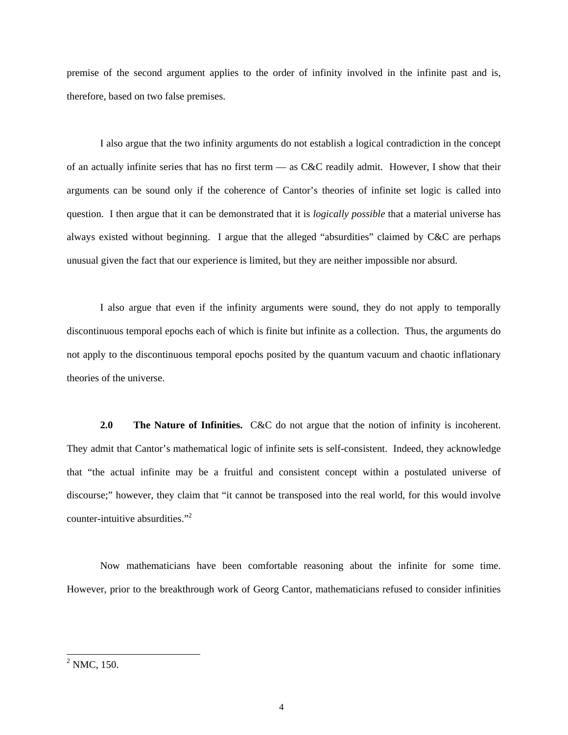premise of the second argument applies to the order of infinity involved in the infinite past and is, therefore, based on two false premises.

I also argue that the two infinity arguments do not establish a logical contradiction in the concept of an actually infinite series that has no first term — as C&C readily admit. However, I show that their arguments can be sound only if the coherence of Cantor's theories of infinite set logic is called into question. I then argue that it can be demonstrated that it is *logically possible* that a material universe has always existed without beginning. I argue that the alleged "absurdities" claimed by C&C are perhaps unusual given the fact that our experience is limited, but they are neither impossible nor absurd.

I also argue that even if the infinity arguments were sound, they do not apply to temporally discontinuous temporal epochs each of which is finite but infinite as a collection. Thus, the arguments do not apply to the discontinuous temporal epochs posited by the quantum vacuum and chaotic inflationary theories of the universe.

**2.0 The Nature of Infinities.** C&C do not argue that the notion of infinity is incoherent. They admit that Cantor's mathematical logic of infinite sets is self-consistent. Indeed, they acknowledge that "the actual infinite may be a fruitful and consistent concept within a postulated universe of discourse;" however, they claim that "it cannot be transposed into the real world, for this would involve counter-intuitive absurdities."[2]

Now mathematicians have been comfortable reasoning about the infinite for some time. However, prior to the breakthrough work of Georg Cantor, mathematicians refused to consider infinities

[2] NMC, 150.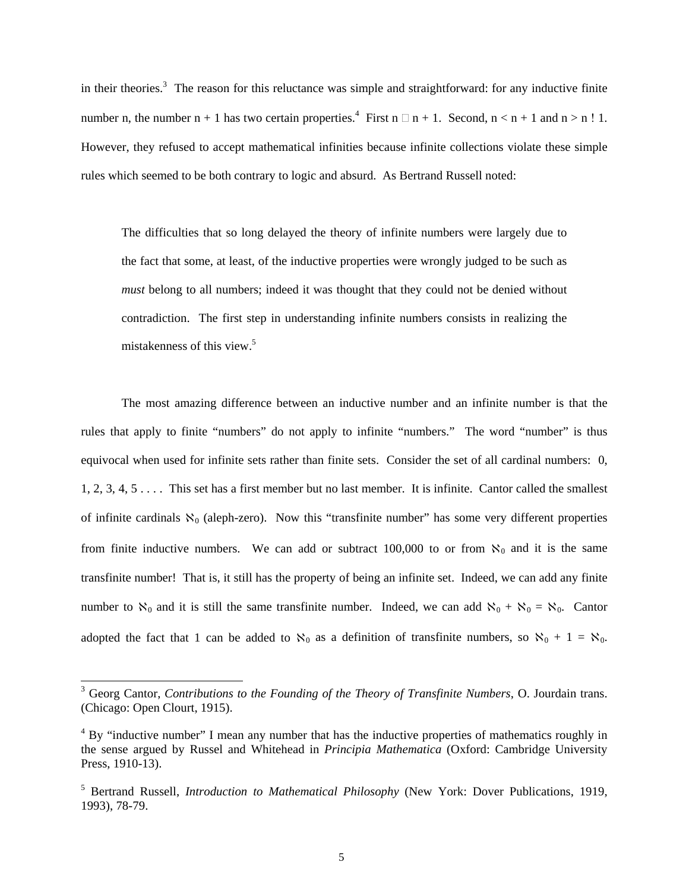in their theories.[3] The reason for this reluctance was simple and straightforward: for any inductive finite number n, the number n + 1 has two certain properties.[4] First n $\neq$ n + 1. Second, n < n + 1 and n > n ! 1. However, they refused to accept mathematical infinities because infinite collections violate these simple rules which seemed to be both contrary to logic and absurd. As Bertrand Russell noted:

> The difficulties that so long delayed the theory of infinite numbers were largely due to the fact that some, at least, of the inductive properties were wrongly judged to be such as *must* belong to all numbers; indeed it was thought that they could not be denied without contradiction. The first step in understanding infinite numbers consists in realizing the mistakenness of this view.[5]

The most amazing difference between an inductive number and an infinite number is that the rules that apply to finite "numbers" do not apply to infinite "numbers." The word "number" is thus equivocal when used for infinite sets rather than finite sets. Consider the set of all cardinal numbers: 0, 1, 2, 3, 4, 5 . . . . This set has a first member but no last member. It is infinite. Cantor called the smallest of infinite cardinals $\aleph_0$ (aleph-zero). Now this "transfinite number" has some very different properties from finite inductive numbers. We can add or subtract 100,000 to or from $\aleph_0$ and it is the same transfinite number! That is, it still has the property of being an infinite set. Indeed, we can add any finite number to $\aleph_0$ and it is still the same transfinite number. Indeed, we can add $\aleph_0 + \aleph_0 = \aleph_0$. Cantor adopted the fact that 1 can be added to $\aleph_0$ as a definition of transfinite numbers, so $\aleph_0 + 1 = \aleph_0$.

---

[3] Georg Cantor, *Contributions to the Founding of the Theory of Transfinite Numbers*, O. Jourdain trans. (Chicago: Open Clourt, 1915).

[4] By "inductive number" I mean any number that has the inductive properties of mathematics roughly in the sense argued by Russel and Whitehead in *Principia Mathematica* (Oxford: Cambridge University Press, 1910-13).

[5] Bertrand Russell, *Introduction to Mathematical Philosophy* (New York: Dover Publications, 1919, 1993), 78-79.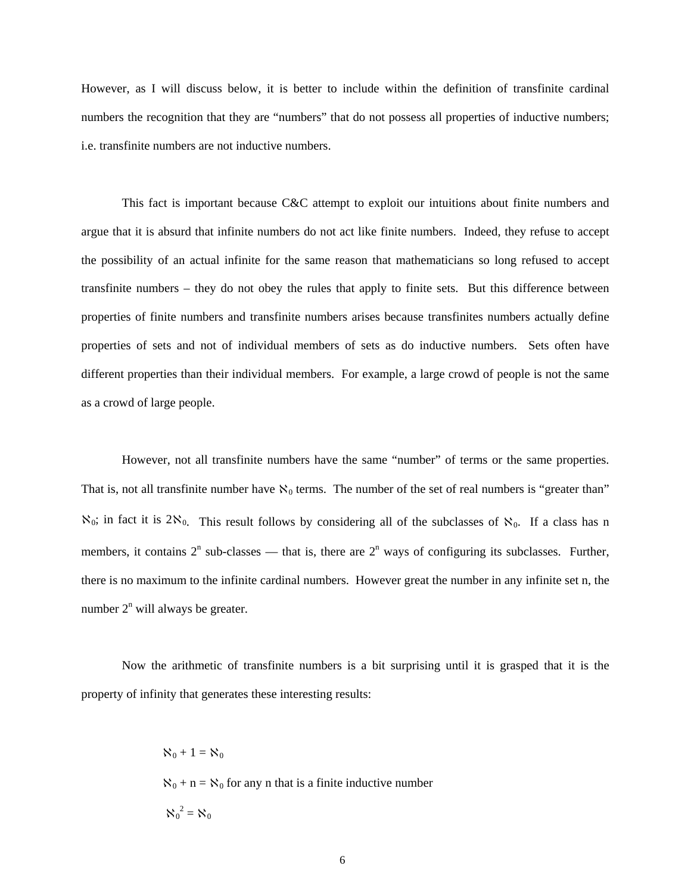However, as I will discuss below, it is better to include within the definition of transfinite cardinal numbers the recognition that they are "numbers" that do not possess all properties of inductive numbers; i.e. transfinite numbers are not inductive numbers.

This fact is important because C&C attempt to exploit our intuitions about finite numbers and argue that it is absurd that infinite numbers do not act like finite numbers. Indeed, they refuse to accept the possibility of an actual infinite for the same reason that mathematicians so long refused to accept transfinite numbers – they do not obey the rules that apply to finite sets. But this difference between properties of finite numbers and transfinite numbers arises because transfinites numbers actually define properties of sets and not of individual members of sets as do inductive numbers. Sets often have different properties than their individual members. For example, a large crowd of people is not the same as a crowd of large people.

However, not all transfinite numbers have the same "number" of terms or the same properties. That is, not all transfinite number have $\aleph_0$ terms. The number of the set of real numbers is "greater than" $\aleph_0$; in fact it is $2\aleph_0$. This result follows by considering all of the subclasses of $\aleph_0$. If a class has n members, it contains $2^n$ sub-classes — that is, there are $2^n$ ways of configuring its subclasses. Further, there is no maximum to the infinite cardinal numbers. However great the number in any infinite set n, the number $2^n$ will always be greater.

Now the arithmetic of transfinite numbers is a bit surprising until it is grasped that it is the property of infinity that generates these interesting results:

$\aleph_0 + 1 = \aleph_0$

$\aleph_0 + n = \aleph_0$ for any n that is a finite inductive number

$\aleph_0^2 = \aleph_0$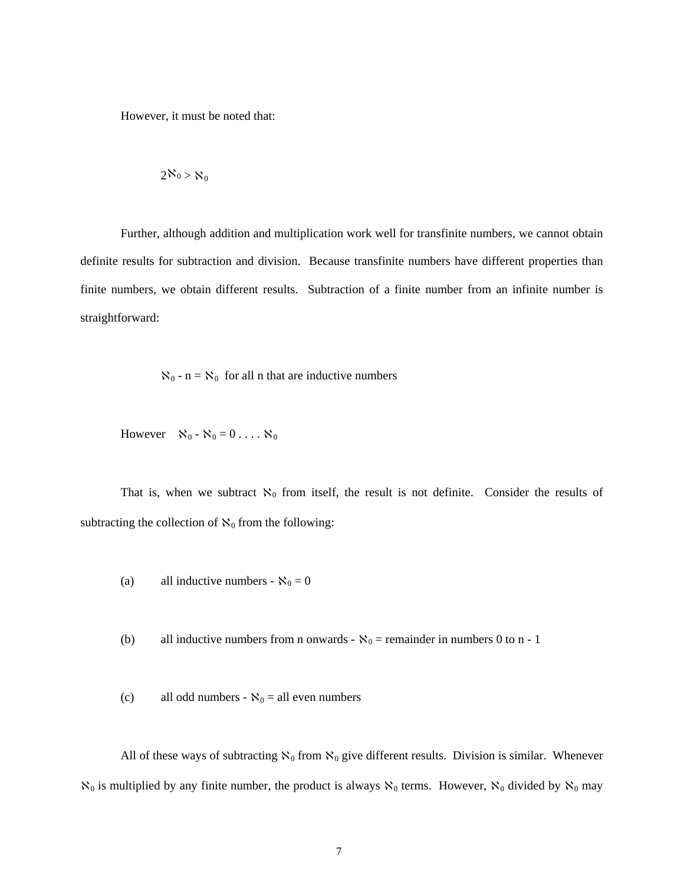However, it must be noted that:

$$2^{\aleph_0} > \aleph_0$$

Further, although addition and multiplication work well for transfinite numbers, we cannot obtain definite results for subtraction and division. Because transfinite numbers have different properties than finite numbers, we obtain different results. Subtraction of a finite number from an infinite number is straightforward:

$\aleph_0$ - n = $\aleph_0$ for all n that are inductive numbers

However $\aleph_0 - \aleph_0 = 0 \; . \; . \; . \; . \; \aleph_0$

That is, when we subtract $\aleph_0$ from itself, the result is not definite. Consider the results of subtracting the collection of $\aleph_0$ from the following:

(a) all inductive numbers - $\aleph_0$ = 0

(b) all inductive numbers from n onwards - $\aleph_0$ = remainder in numbers 0 to n - 1

(c) all odd numbers - $\aleph_0$ = all even numbers

All of these ways of subtracting $\aleph_0$ from $\aleph_0$ give different results. Division is similar. Whenever $\aleph_0$ is multiplied by any finite number, the product is always $\aleph_0$ terms. However, $\aleph_0$ divided by $\aleph_0$ may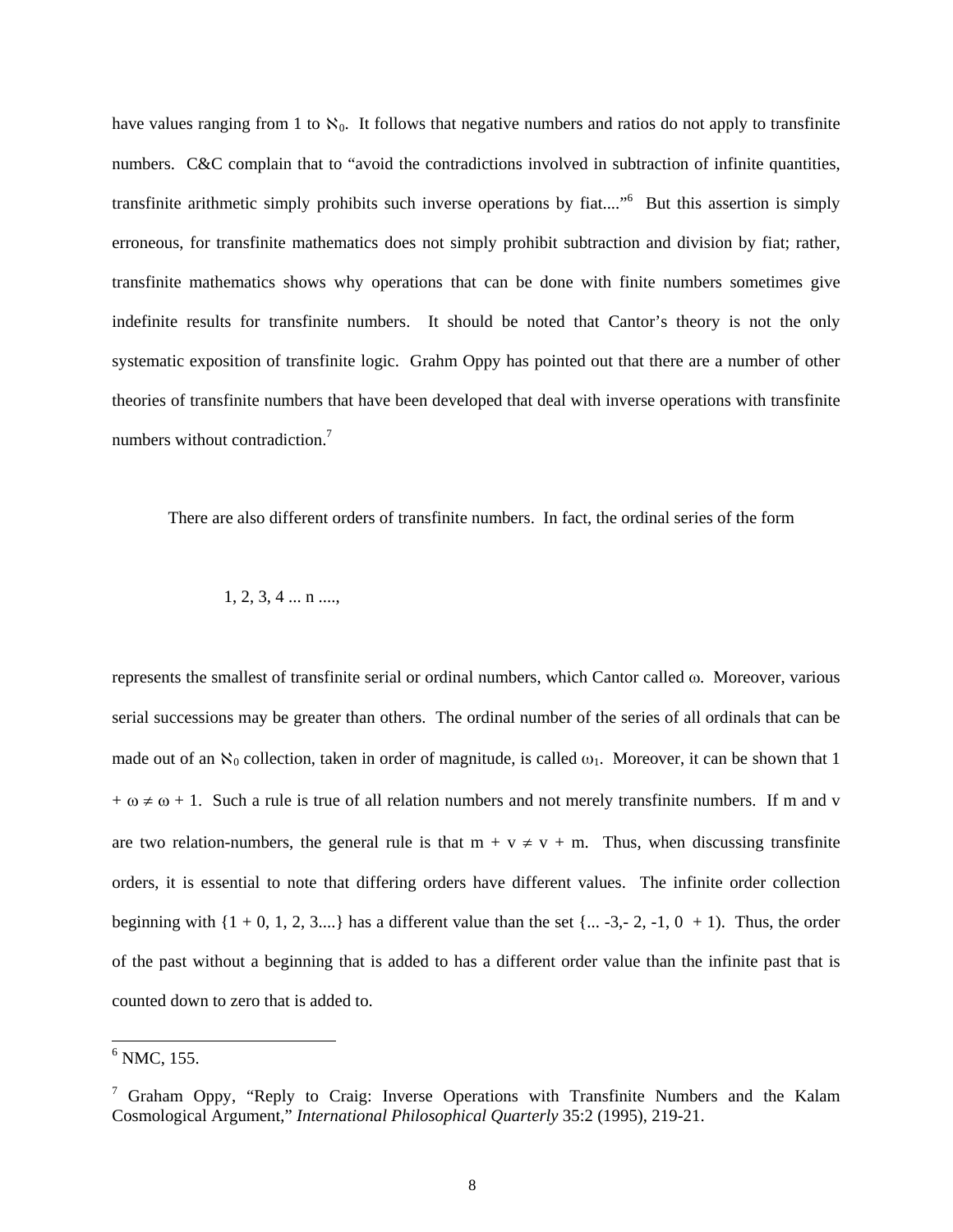have values ranging from 1 to $\aleph_0$. It follows that negative numbers and ratios do not apply to transfinite numbers. C&C complain that to "avoid the contradictions involved in subtraction of infinite quantities, transfinite arithmetic simply prohibits such inverse operations by fiat...."[6] But this assertion is simply erroneous, for transfinite mathematics does not simply prohibit subtraction and division by fiat; rather, transfinite mathematics shows why operations that can be done with finite numbers sometimes give indefinite results for transfinite numbers. It should be noted that Cantor's theory is not the only systematic exposition of transfinite logic. Grahm Oppy has pointed out that there are a number of other theories of transfinite numbers that have been developed that deal with inverse operations with transfinite numbers without contradiction.[7]

There are also different orders of transfinite numbers. In fact, the ordinal series of the form

1, 2, 3, 4 ... n ....,

represents the smallest of transfinite serial or ordinal numbers, which Cantor called $\omega$. Moreover, various serial successions may be greater than others. The ordinal number of the series of all ordinals that can be made out of an $\aleph_0$ collection, taken in order of magnitude, is called $\omega_1$. Moreover, it can be shown that $1 + \omega \neq \omega + 1$. Such a rule is true of all relation numbers and not merely transfinite numbers. If m and v are two relation-numbers, the general rule is that $m + v \neq v + m$. Thus, when discussing transfinite orders, it is essential to note that differing orders have different values. The infinite order collection beginning with {1 + 0, 1, 2, 3....} has a different value than the set {... -3,- 2, -1, 0 + 1). Thus, the order of the past without a beginning that is added to has a different order value than the infinite past that is counted down to zero that is added to.

---

[6] NMC, 155.

[7] Graham Oppy, "Reply to Craig: Inverse Operations with Transfinite Numbers and the Kalam Cosmological Argument," *International Philosophical Quarterly* 35:2 (1995), 219-21.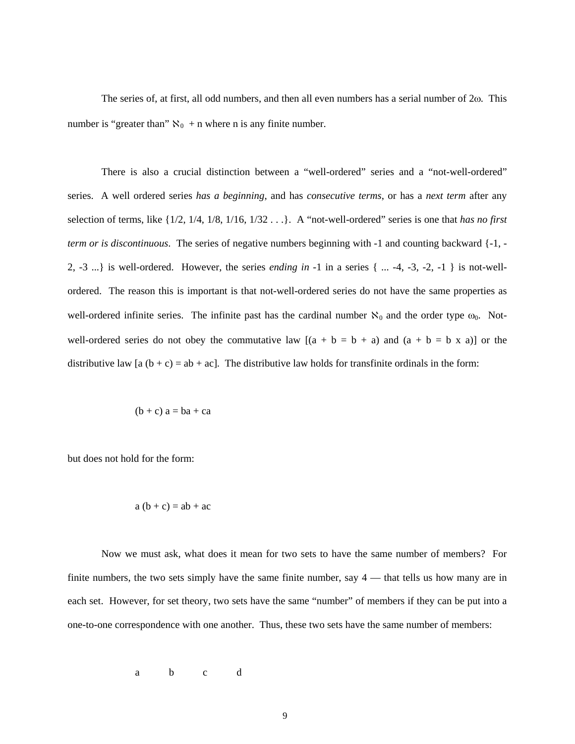The series of, at first, all odd numbers, and then all even numbers has a serial number of $2\omega$. This number is "greater than" $\aleph_0 + n$ where n is any finite number.

There is also a crucial distinction between a "well-ordered" series and a "not-well-ordered" series. A well ordered series *has a beginning*, and has *consecutive terms*, or has a *next term* after any selection of terms, like {1/2, 1/4, 1/8, 1/16, 1/32 . . .}. A "not-well-ordered" series is one that *has no first term or is discontinuous*. The series of negative numbers beginning with -1 and counting backward {-1, -2, -3 ...} is well-ordered. However, the series *ending in* -1 in a series { ... -4, -3, -2, -1 } is not-well-ordered. The reason this is important is that not-well-ordered series do not have the same properties as well-ordered infinite series. The infinite past has the cardinal number $\aleph_0$ and the order type $\omega_0$. Not-well-ordered series do not obey the commutative law [(a + b = b + a) and (a + b = b x a)] or the distributive law [a (b + c) = ab + ac]. The distributive law holds for transfinite ordinals in the form:

$$(b + c)\,a = ba + ca$$

but does not hold for the form:

$$a\,(b + c) = ab + ac$$

Now we must ask, what does it mean for two sets to have the same number of members? For finite numbers, the two sets simply have the same finite number, say 4 — that tells us how many are in each set. However, for set theory, two sets have the same "number" of members if they can be put into a one-to-one correspondence with one another. Thus, these two sets have the same number of members:

a b c d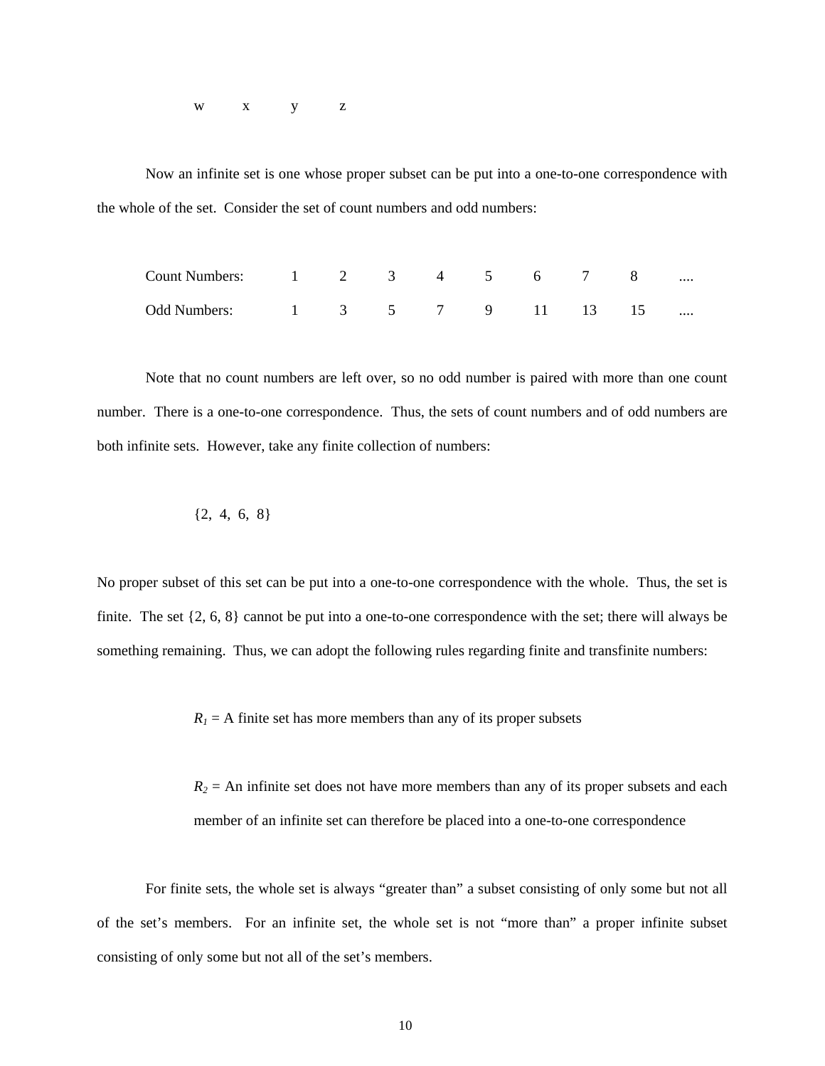w x y z

Now an infinite set is one whose proper subset can be put into a one-to-one correspondence with the whole of the set. Consider the set of count numbers and odd numbers:

| | | | | | | | | | |
|---|---|---|---|---|---|---|---|---|---|
| Count Numbers: | 1 | 2 | 3 | 4 | 5 | 6 | 7 | 8 | .... |
| Odd Numbers: | 1 | 3 | 5 | 7 | 9 | 11 | 13 | 15 | .... |

Note that no count numbers are left over, so no odd number is paired with more than one count number. There is a one-to-one correspondence. Thus, the sets of count numbers and of odd numbers are both infinite sets. However, take any finite collection of numbers:

{2, 4, 6, 8}

No proper subset of this set can be put into a one-to-one correspondence with the whole. Thus, the set is finite. The set {2, 6, 8} cannot be put into a one-to-one correspondence with the set; there will always be something remaining. Thus, we can adopt the following rules regarding finite and transfinite numbers:

$R_1$ = A finite set has more members than any of its proper subsets

$R_2$ = An infinite set does not have more members than any of its proper subsets and each member of an infinite set can therefore be placed into a one-to-one correspondence

For finite sets, the whole set is always "greater than" a subset consisting of only some but not all of the set's members. For an infinite set, the whole set is not "more than" a proper infinite subset consisting of only some but not all of the set's members.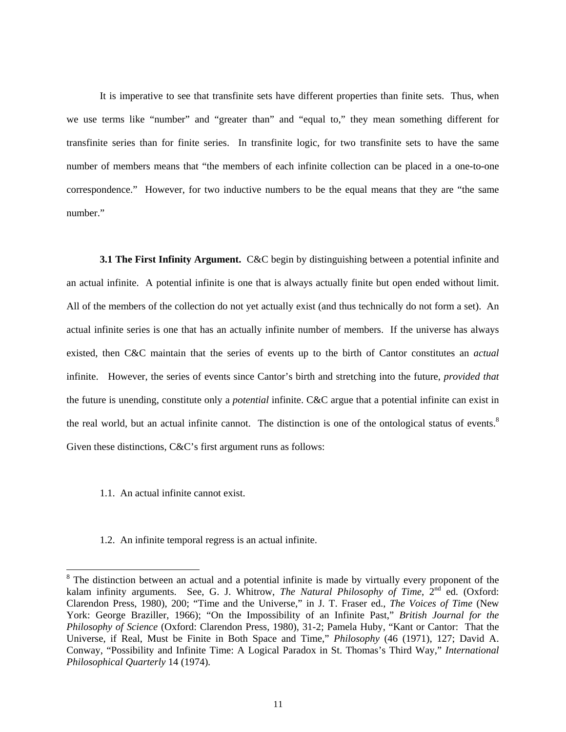It is imperative to see that transfinite sets have different properties than finite sets. Thus, when we use terms like "number" and "greater than" and "equal to," they mean something different for transfinite series than for finite series. In transfinite logic, for two transfinite sets to have the same number of members means that "the members of each infinite collection can be placed in a one-to-one correspondence." However, for two inductive numbers to be the equal means that they are "the same number."

**3.1 The First Infinity Argument.** C&C begin by distinguishing between a potential infinite and an actual infinite. A potential infinite is one that is always actually finite but open ended without limit. All of the members of the collection do not yet actually exist (and thus technically do not form a set). An actual infinite series is one that has an actually infinite number of members. If the universe has always existed, then C&C maintain that the series of events up to the birth of Cantor constitutes an *actual* infinite. However, the series of events since Cantor's birth and stretching into the future, *provided that* the future is unending, constitute only a *potential* infinite. C&C argue that a potential infinite can exist in the real world, but an actual infinite cannot. The distinction is one of the ontological status of events.[8] Given these distinctions, C&C's first argument runs as follows:

1.1. An actual infinite cannot exist.

1.2. An infinite temporal regress is an actual infinite.

[8] The distinction between an actual and a potential infinite is made by virtually every proponent of the kalam infinity arguments. See, G. J. Whitrow, *The Natural Philosophy of Time*, 2nd ed. (Oxford: Clarendon Press, 1980), 200; "Time and the Universe," in J. T. Fraser ed., *The Voices of Time* (New York: George Braziller, 1966); "On the Impossibility of an Infinite Past," *British Journal for the Philosophy of Science* (Oxford: Clarendon Press, 1980), 31-2; Pamela Huby, "Kant or Cantor: That the Universe, if Real, Must be Finite in Both Space and Time," *Philosophy* (46 (1971), 127; David A. Conway, "Possibility and Infinite Time: A Logical Paradox in St. Thomas's Third Way," *International Philosophical Quarterly* 14 (1974).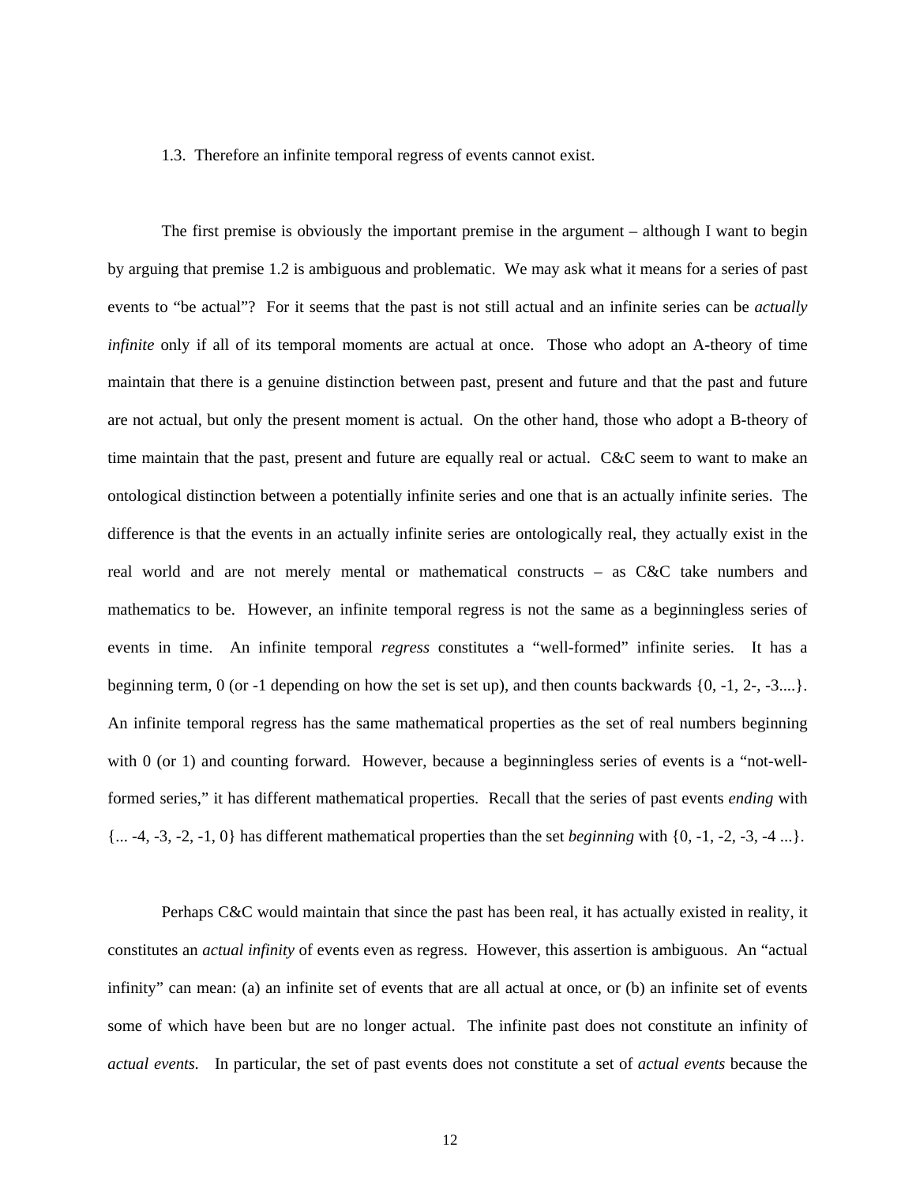1.3. Therefore an infinite temporal regress of events cannot exist.

The first premise is obviously the important premise in the argument – although I want to begin by arguing that premise 1.2 is ambiguous and problematic. We may ask what it means for a series of past events to "be actual"? For it seems that the past is not still actual and an infinite series can be *actually infinite* only if all of its temporal moments are actual at once. Those who adopt an A-theory of time maintain that there is a genuine distinction between past, present and future and that the past and future are not actual, but only the present moment is actual. On the other hand, those who adopt a B-theory of time maintain that the past, present and future are equally real or actual. C&C seem to want to make an ontological distinction between a potentially infinite series and one that is an actually infinite series. The difference is that the events in an actually infinite series are ontologically real, they actually exist in the real world and are not merely mental or mathematical constructs – as C&C take numbers and mathematics to be. However, an infinite temporal regress is not the same as a beginningless series of events in time. An infinite temporal *regress* constitutes a "well-formed" infinite series. It has a beginning term, 0 (or -1 depending on how the set is set up), and then counts backwards {0, -1, 2-, -3....}. An infinite temporal regress has the same mathematical properties as the set of real numbers beginning with 0 (or 1) and counting forward. However, because a beginningless series of events is a "not-well-formed series," it has different mathematical properties. Recall that the series of past events *ending* with {... -4, -3, -2, -1, 0} has different mathematical properties than the set *beginning* with {0, -1, -2, -3, -4 ...}.

Perhaps C&C would maintain that since the past has been real, it has actually existed in reality, it constitutes an *actual infinity* of events even as regress. However, this assertion is ambiguous. An "actual infinity" can mean: (a) an infinite set of events that are all actual at once, or (b) an infinite set of events some of which have been but are no longer actual. The infinite past does not constitute an infinity of *actual events*. In particular, the set of past events does not constitute a set of *actual events* because the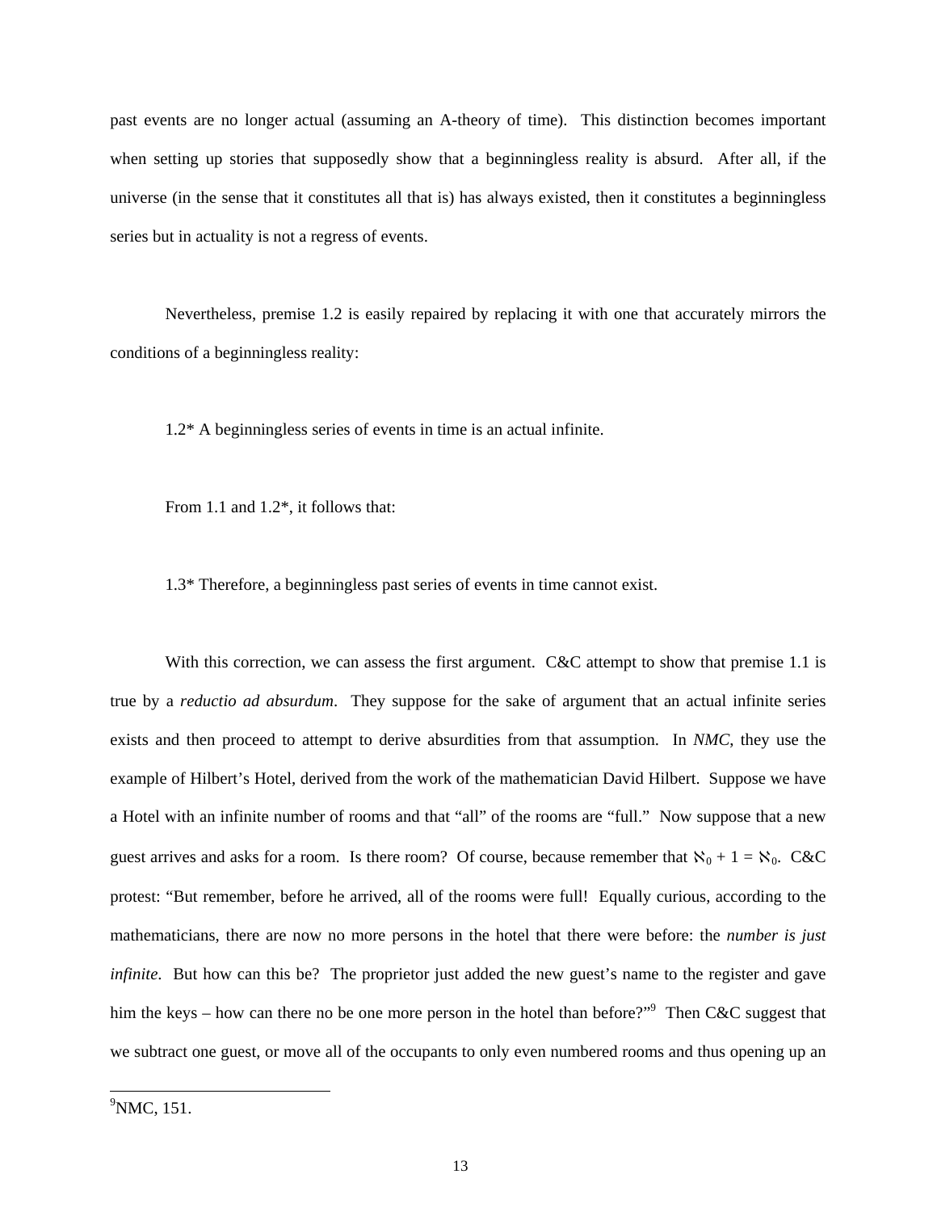past events are no longer actual (assuming an A-theory of time). This distinction becomes important when setting up stories that supposedly show that a beginningless reality is absurd. After all, if the universe (in the sense that it constitutes all that is) has always existed, then it constitutes a beginningless series but in actuality is not a regress of events.

Nevertheless, premise 1.2 is easily repaired by replacing it with one that accurately mirrors the conditions of a beginningless reality:

1.2* A beginningless series of events in time is an actual infinite.

From 1.1 and 1.2*, it follows that:

1.3* Therefore, a beginningless past series of events in time cannot exist.

With this correction, we can assess the first argument. C&C attempt to show that premise 1.1 is true by a *reductio ad absurdum*. They suppose for the sake of argument that an actual infinite series exists and then proceed to attempt to derive absurdities from that assumption. In *NMC*, they use the example of Hilbert's Hotel, derived from the work of the mathematician David Hilbert. Suppose we have a Hotel with an infinite number of rooms and that "all" of the rooms are "full." Now suppose that a new guest arrives and asks for a room. Is there room? Of course, because remember that $\aleph_0 + 1 = \aleph_0$. C&C protest: "But remember, before he arrived, all of the rooms were full! Equally curious, according to the mathematicians, there are now no more persons in the hotel that there were before: the *number is just infinite*. But how can this be? The proprietor just added the new guest's name to the register and gave him the keys – how can there no be one more person in the hotel than before?"[9] Then C&C suggest that we subtract one guest, or move all of the occupants to only even numbered rooms and thus opening up an

---

[9]NMC, 151.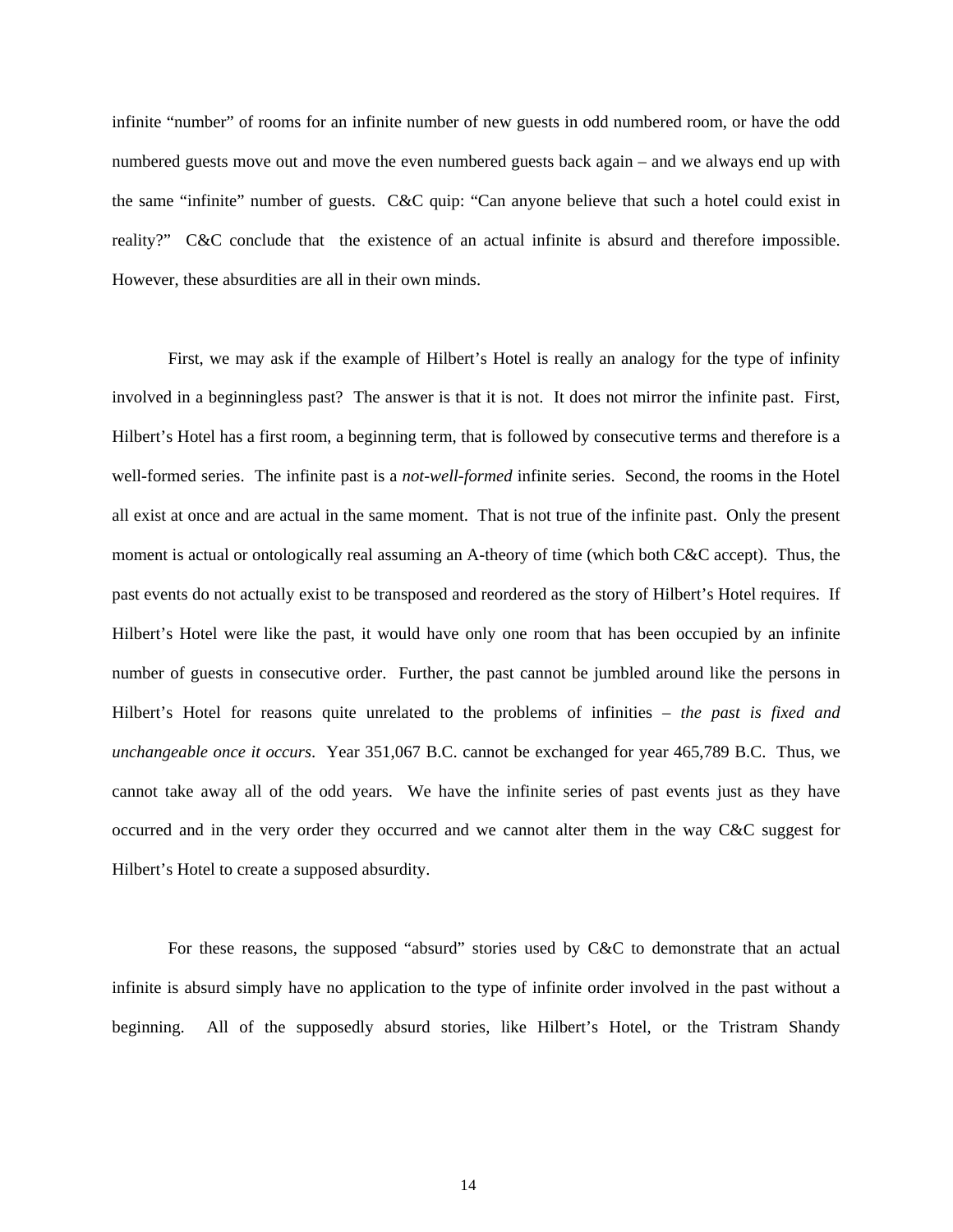infinite “number” of rooms for an infinite number of new guests in odd numbered room, or have the odd numbered guests move out and move the even numbered guests back again – and we always end up with the same “infinite” number of guests. C&C quip: “Can anyone believe that such a hotel could exist in reality?” C&C conclude that the existence of an actual infinite is absurd and therefore impossible. However, these absurdities are all in their own minds.

First, we may ask if the example of Hilbert’s Hotel is really an analogy for the type of infinity involved in a beginningless past? The answer is that it is not. It does not mirror the infinite past. First, Hilbert’s Hotel has a first room, a beginning term, that is followed by consecutive terms and therefore is a well-formed series. The infinite past is a *not-well-formed* infinite series. Second, the rooms in the Hotel all exist at once and are actual in the same moment. That is not true of the infinite past. Only the present moment is actual or ontologically real assuming an A-theory of time (which both C&C accept). Thus, the past events do not actually exist to be transposed and reordered as the story of Hilbert’s Hotel requires. If Hilbert’s Hotel were like the past, it would have only one room that has been occupied by an infinite number of guests in consecutive order. Further, the past cannot be jumbled around like the persons in Hilbert’s Hotel for reasons quite unrelated to the problems of infinities – *the past is fixed and unchangeable once it occurs*. Year 351,067 B.C. cannot be exchanged for year 465,789 B.C. Thus, we cannot take away all of the odd years. We have the infinite series of past events just as they have occurred and in the very order they occurred and we cannot alter them in the way C&C suggest for Hilbert’s Hotel to create a supposed absurdity.

For these reasons, the supposed “absurd” stories used by C&C to demonstrate that an actual infinite is absurd simply have no application to the type of infinite order involved in the past without a beginning. All of the supposedly absurd stories, like Hilbert’s Hotel, or the Tristram Shandy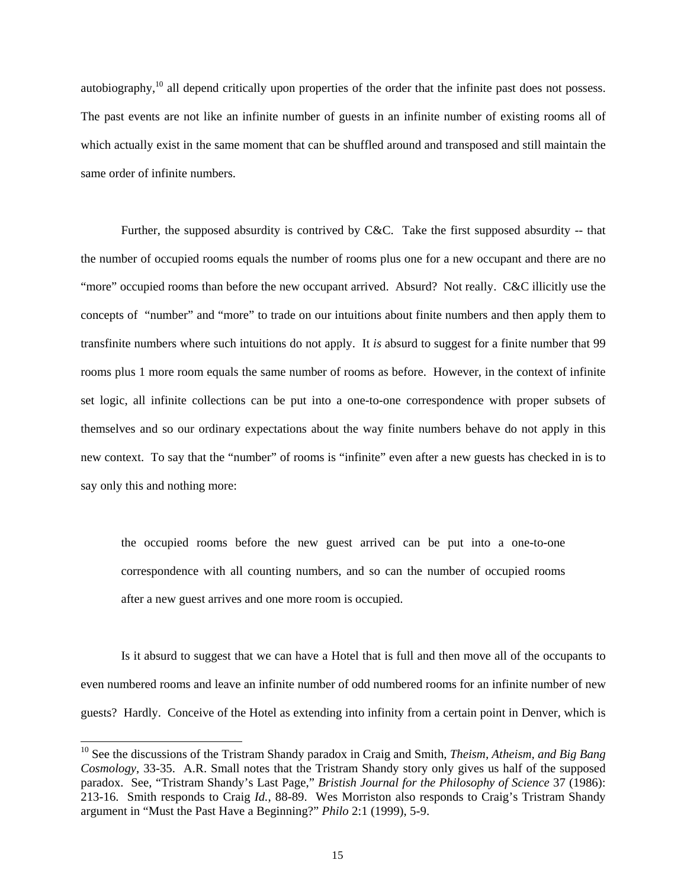autobiography,[10] all depend critically upon properties of the order that the infinite past does not possess. The past events are not like an infinite number of guests in an infinite number of existing rooms all of which actually exist in the same moment that can be shuffled around and transposed and still maintain the same order of infinite numbers.

Further, the supposed absurdity is contrived by C&C. Take the first supposed absurdity -- that the number of occupied rooms equals the number of rooms plus one for a new occupant and there are no "more" occupied rooms than before the new occupant arrived. Absurd? Not really. C&C illicitly use the concepts of "number" and "more" to trade on our intuitions about finite numbers and then apply them to transfinite numbers where such intuitions do not apply. It *is* absurd to suggest for a finite number that 99 rooms plus 1 more room equals the same number of rooms as before. However, in the context of infinite set logic, all infinite collections can be put into a one-to-one correspondence with proper subsets of themselves and so our ordinary expectations about the way finite numbers behave do not apply in this new context. To say that the "number" of rooms is "infinite" even after a new guests has checked in is to say only this and nothing more:

> the occupied rooms before the new guest arrived can be put into a one-to-one correspondence with all counting numbers, and so can the number of occupied rooms after a new guest arrives and one more room is occupied.

Is it absurd to suggest that we can have a Hotel that is full and then move all of the occupants to even numbered rooms and leave an infinite number of odd numbered rooms for an infinite number of new guests? Hardly. Conceive of the Hotel as extending into infinity from a certain point in Denver, which is

---

[10] See the discussions of the Tristram Shandy paradox in Craig and Smith, *Theism, Atheism, and Big Bang Cosmology*, 33-35. A.R. Small notes that the Tristram Shandy story only gives us half of the supposed paradox. See, "Tristram Shandy's Last Page," *Bristish Journal for the Philosophy of Science* 37 (1986): 213-16. Smith responds to Craig *Id.*, 88-89. Wes Morriston also responds to Craig's Tristram Shandy argument in "Must the Past Have a Beginning?" *Philo* 2:1 (1999), 5-9.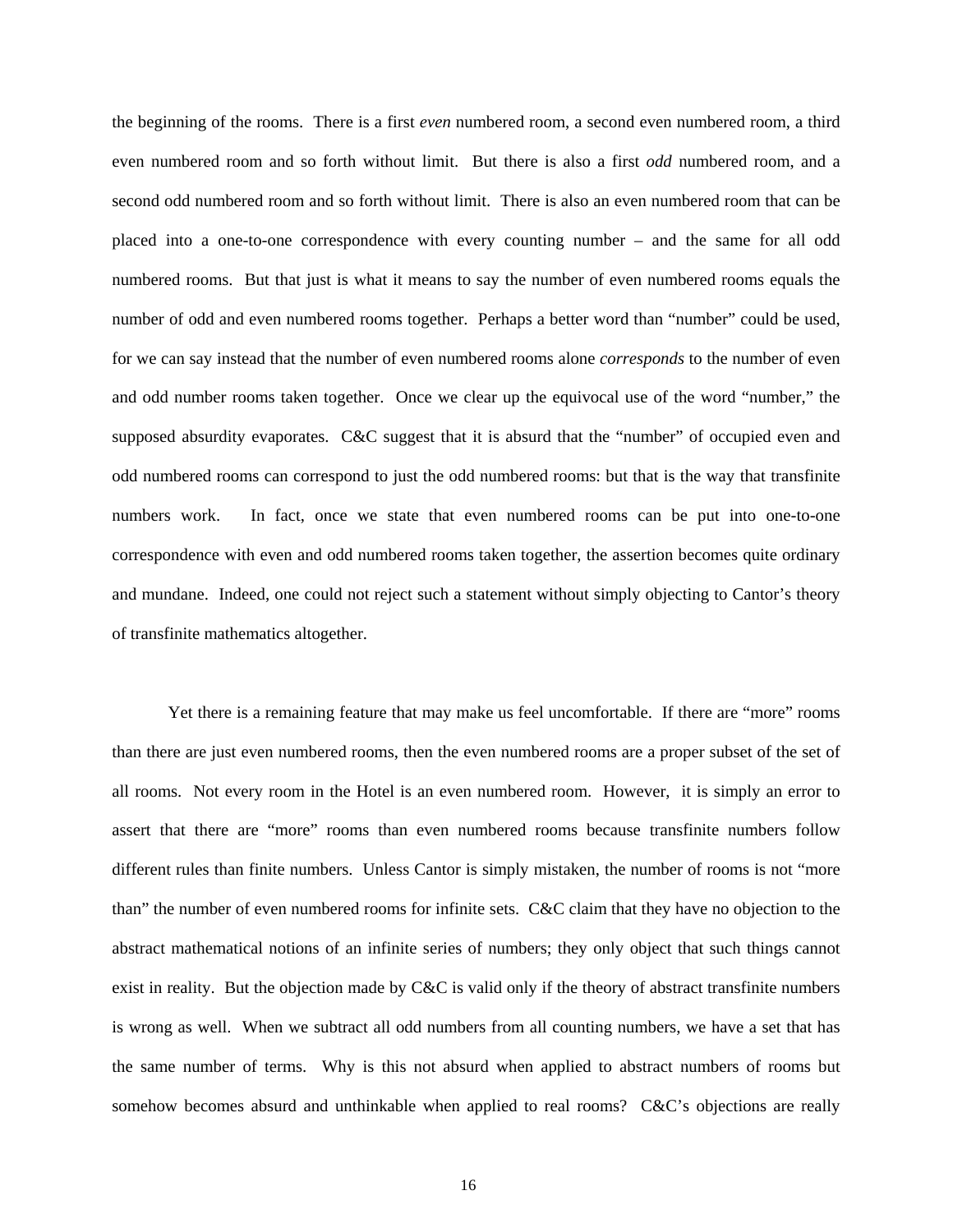the beginning of the rooms. There is a first *even* numbered room, a second even numbered room, a third even numbered room and so forth without limit. But there is also a first *odd* numbered room, and a second odd numbered room and so forth without limit. There is also an even numbered room that can be placed into a one-to-one correspondence with every counting number – and the same for all odd numbered rooms. But that just is what it means to say the number of even numbered rooms equals the number of odd and even numbered rooms together. Perhaps a better word than "number" could be used, for we can say instead that the number of even numbered rooms alone *corresponds* to the number of even and odd number rooms taken together. Once we clear up the equivocal use of the word "number," the supposed absurdity evaporates. C&C suggest that it is absurd that the "number" of occupied even and odd numbered rooms can correspond to just the odd numbered rooms: but that is the way that transfinite numbers work. In fact, once we state that even numbered rooms can be put into one-to-one correspondence with even and odd numbered rooms taken together, the assertion becomes quite ordinary and mundane. Indeed, one could not reject such a statement without simply objecting to Cantor's theory of transfinite mathematics altogether.

Yet there is a remaining feature that may make us feel uncomfortable. If there are "more" rooms than there are just even numbered rooms, then the even numbered rooms are a proper subset of the set of all rooms. Not every room in the Hotel is an even numbered room. However, it is simply an error to assert that there are "more" rooms than even numbered rooms because transfinite numbers follow different rules than finite numbers. Unless Cantor is simply mistaken, the number of rooms is not "more than" the number of even numbered rooms for infinite sets. C&C claim that they have no objection to the abstract mathematical notions of an infinite series of numbers; they only object that such things cannot exist in reality. But the objection made by C&C is valid only if the theory of abstract transfinite numbers is wrong as well. When we subtract all odd numbers from all counting numbers, we have a set that has the same number of terms. Why is this not absurd when applied to abstract numbers of rooms but somehow becomes absurd and unthinkable when applied to real rooms? C&C's objections are really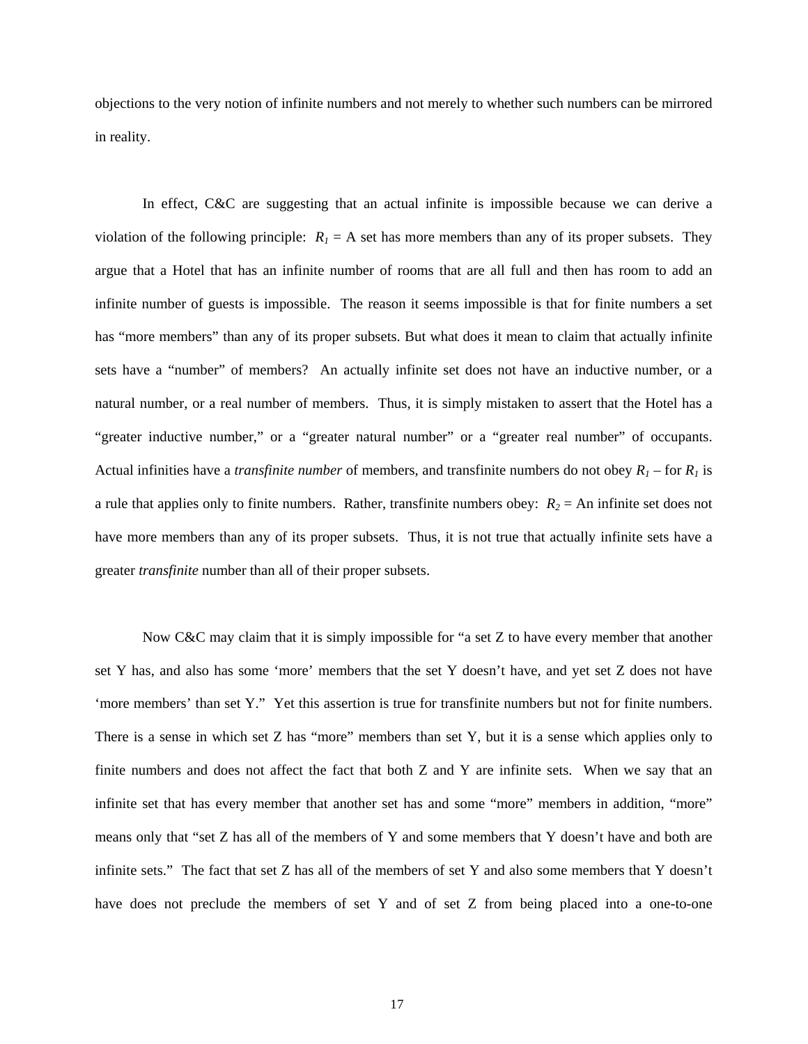objections to the very notion of infinite numbers and not merely to whether such numbers can be mirrored in reality.

In effect, C&C are suggesting that an actual infinite is impossible because we can derive a violation of the following principle: $R_1$ = A set has more members than any of its proper subsets. They argue that a Hotel that has an infinite number of rooms that are all full and then has room to add an infinite number of guests is impossible. The reason it seems impossible is that for finite numbers a set has "more members" than any of its proper subsets. But what does it mean to claim that actually infinite sets have a "number" of members? An actually infinite set does not have an inductive number, or a natural number, or a real number of members. Thus, it is simply mistaken to assert that the Hotel has a "greater inductive number," or a "greater natural number" or a "greater real number" of occupants. Actual infinities have a *transfinite number* of members, and transfinite numbers do not obey $R_1$ – for $R_1$ is a rule that applies only to finite numbers. Rather, transfinite numbers obey: $R_2$ = An infinite set does not have more members than any of its proper subsets. Thus, it is not true that actually infinite sets have a greater *transfinite* number than all of their proper subsets.

Now C&C may claim that it is simply impossible for "a set Z to have every member that another set Y has, and also has some 'more' members that the set Y doesn't have, and yet set Z does not have 'more members' than set Y." Yet this assertion is true for transfinite numbers but not for finite numbers. There is a sense in which set Z has "more" members than set Y, but it is a sense which applies only to finite numbers and does not affect the fact that both Z and Y are infinite sets. When we say that an infinite set that has every member that another set has and some "more" members in addition, "more" means only that "set Z has all of the members of Y and some members that Y doesn't have and both are infinite sets." The fact that set Z has all of the members of set Y and also some members that Y doesn't have does not preclude the members of set Y and of set Z from being placed into a one-to-one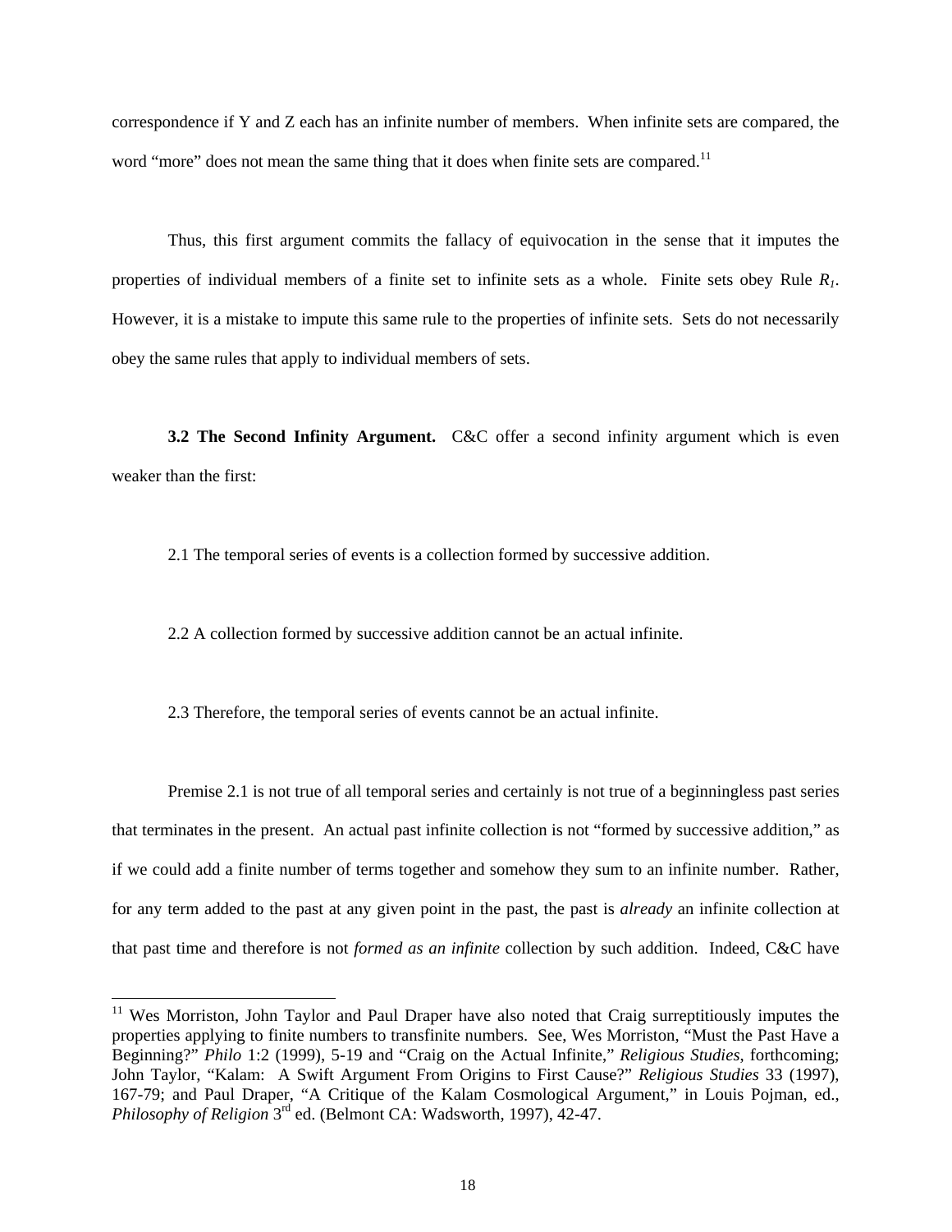correspondence if Y and Z each has an infinite number of members. When infinite sets are compared, the word "more" does not mean the same thing that it does when finite sets are compared.[11]

Thus, this first argument commits the fallacy of equivocation in the sense that it imputes the properties of individual members of a finite set to infinite sets as a whole. Finite sets obey Rule $R_1$. However, it is a mistake to impute this same rule to the properties of infinite sets. Sets do not necessarily obey the same rules that apply to individual members of sets.

**3.2 The Second Infinity Argument.** C&C offer a second infinity argument which is even weaker than the first:

2.1 The temporal series of events is a collection formed by successive addition.

2.2 A collection formed by successive addition cannot be an actual infinite.

2.3 Therefore, the temporal series of events cannot be an actual infinite.

Premise 2.1 is not true of all temporal series and certainly is not true of a beginningless past series that terminates in the present. An actual past infinite collection is not "formed by successive addition," as if we could add a finite number of terms together and somehow they sum to an infinite number. Rather, for any term added to the past at any given point in the past, the past is *already* an infinite collection at that past time and therefore is not *formed as an infinite* collection by such addition. Indeed, C&C have

[11] Wes Morriston, John Taylor and Paul Draper have also noted that Craig surreptitiously imputes the properties applying to finite numbers to transfinite numbers. See, Wes Morriston, "Must the Past Have a Beginning?" *Philo* 1:2 (1999), 5-19 and "Craig on the Actual Infinite," *Religious Studies*, forthcoming; John Taylor, "Kalam: A Swift Argument From Origins to First Cause?" *Religious Studies* 33 (1997), 167-79; and Paul Draper, "A Critique of the Kalam Cosmological Argument," in Louis Pojman, ed., *Philosophy of Religion* 3rd ed. (Belmont CA: Wadsworth, 1997), 42-47.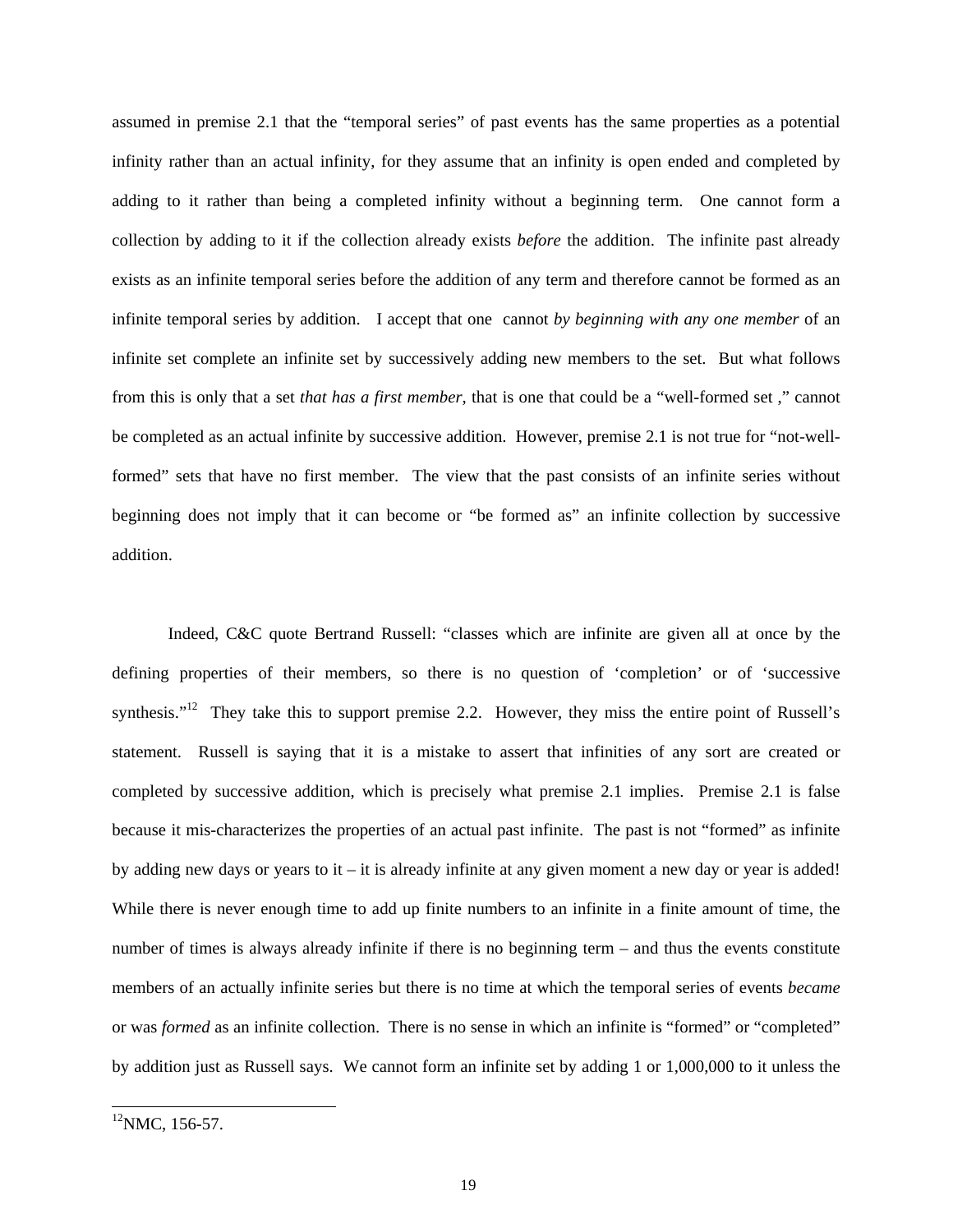assumed in premise 2.1 that the "temporal series" of past events has the same properties as a potential infinity rather than an actual infinity, for they assume that an infinity is open ended and completed by adding to it rather than being a completed infinity without a beginning term. One cannot form a collection by adding to it if the collection already exists *before* the addition. The infinite past already exists as an infinite temporal series before the addition of any term and therefore cannot be formed as an infinite temporal series by addition. I accept that one cannot *by beginning with any one member* of an infinite set complete an infinite set by successively adding new members to the set. But what follows from this is only that a set *that has a first member*, that is one that could be a "well-formed set ," cannot be completed as an actual infinite by successive addition. However, premise 2.1 is not true for "not-well-formed" sets that have no first member. The view that the past consists of an infinite series without beginning does not imply that it can become or "be formed as" an infinite collection by successive addition.

Indeed, C&C quote Bertrand Russell: "classes which are infinite are given all at once by the defining properties of their members, so there is no question of 'completion' or of 'successive synthesis."[12] They take this to support premise 2.2. However, they miss the entire point of Russell's statement. Russell is saying that it is a mistake to assert that infinities of any sort are created or completed by successive addition, which is precisely what premise 2.1 implies. Premise 2.1 is false because it mis-characterizes the properties of an actual past infinite. The past is not "formed" as infinite by adding new days or years to it – it is already infinite at any given moment a new day or year is added! While there is never enough time to add up finite numbers to an infinite in a finite amount of time, the number of times is always already infinite if there is no beginning term – and thus the events constitute members of an actually infinite series but there is no time at which the temporal series of events *became* or was *formed* as an infinite collection. There is no sense in which an infinite is "formed" or "completed" by addition just as Russell says. We cannot form an infinite set by adding 1 or 1,000,000 to it unless the

[12]NMC, 156-57.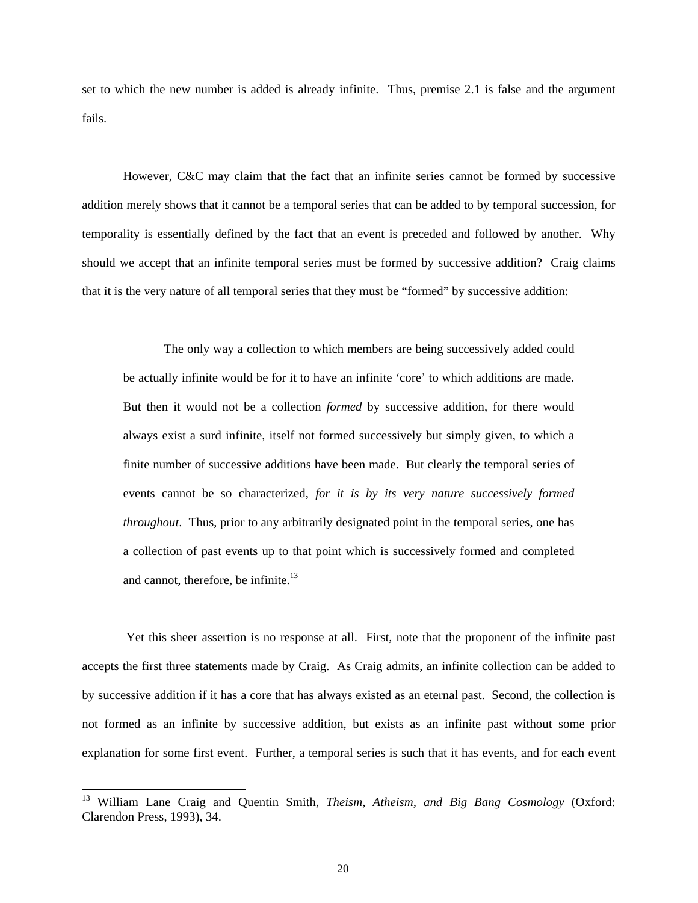set to which the new number is added is already infinite. Thus, premise 2.1 is false and the argument fails.

However, C&C may claim that the fact that an infinite series cannot be formed by successive addition merely shows that it cannot be a temporal series that can be added to by temporal succession, for temporality is essentially defined by the fact that an event is preceded and followed by another. Why should we accept that an infinite temporal series must be formed by successive addition? Craig claims that it is the very nature of all temporal series that they must be "formed" by successive addition:

> The only way a collection to which members are being successively added could be actually infinite would be for it to have an infinite 'core' to which additions are made. But then it would not be a collection *formed* by successive addition, for there would always exist a surd infinite, itself not formed successively but simply given, to which a finite number of successive additions have been made. But clearly the temporal series of events cannot be so characterized, *for it is by its very nature successively formed throughout*. Thus, prior to any arbitrarily designated point in the temporal series, one has a collection of past events up to that point which is successively formed and completed and cannot, therefore, be infinite.[13]

Yet this sheer assertion is no response at all. First, note that the proponent of the infinite past accepts the first three statements made by Craig. As Craig admits, an infinite collection can be added to by successive addition if it has a core that has always existed as an eternal past. Second, the collection is not formed as an infinite by successive addition, but exists as an infinite past without some prior explanation for some first event. Further, a temporal series is such that it has events, and for each event

---

[13] William Lane Craig and Quentin Smith, *Theism, Atheism, and Big Bang Cosmology* (Oxford: Clarendon Press, 1993), 34.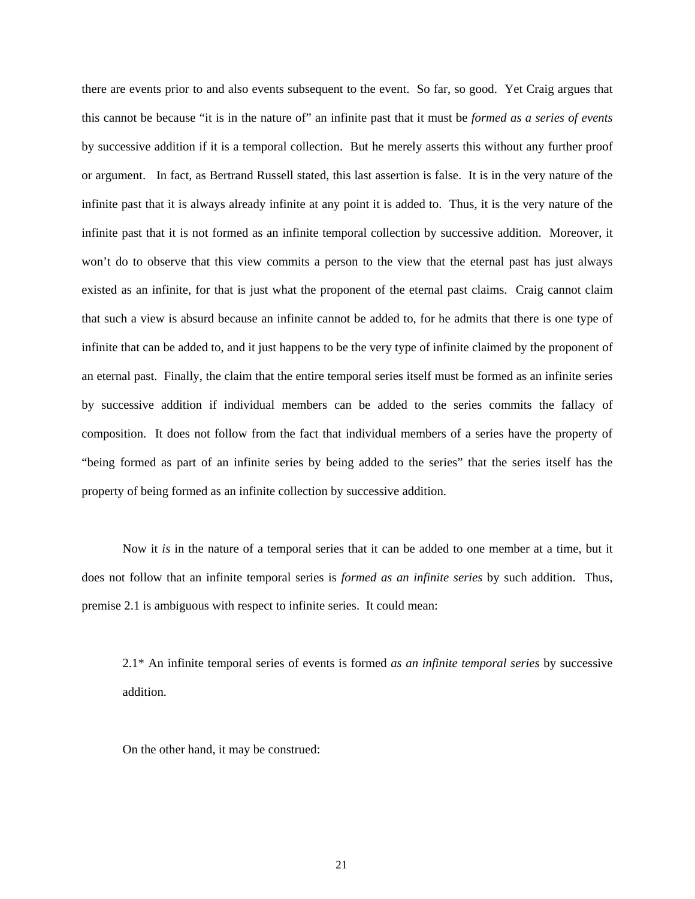there are events prior to and also events subsequent to the event. So far, so good. Yet Craig argues that this cannot be because "it is in the nature of" an infinite past that it must be *formed as a series of events* by successive addition if it is a temporal collection. But he merely asserts this without any further proof or argument. In fact, as Bertrand Russell stated, this last assertion is false. It is in the very nature of the infinite past that it is always already infinite at any point it is added to. Thus, it is the very nature of the infinite past that it is not formed as an infinite temporal collection by successive addition. Moreover, it won't do to observe that this view commits a person to the view that the eternal past has just always existed as an infinite, for that is just what the proponent of the eternal past claims. Craig cannot claim that such a view is absurd because an infinite cannot be added to, for he admits that there is one type of infinite that can be added to, and it just happens to be the very type of infinite claimed by the proponent of an eternal past. Finally, the claim that the entire temporal series itself must be formed as an infinite series by successive addition if individual members can be added to the series commits the fallacy of composition. It does not follow from the fact that individual members of a series have the property of "being formed as part of an infinite series by being added to the series" that the series itself has the property of being formed as an infinite collection by successive addition.

Now it *is* in the nature of a temporal series that it can be added to one member at a time, but it does not follow that an infinite temporal series is *formed as an infinite series* by such addition. Thus, premise 2.1 is ambiguous with respect to infinite series. It could mean:

> 2.1* An infinite temporal series of events is formed *as an infinite temporal series* by successive addition.

On the other hand, it may be construed: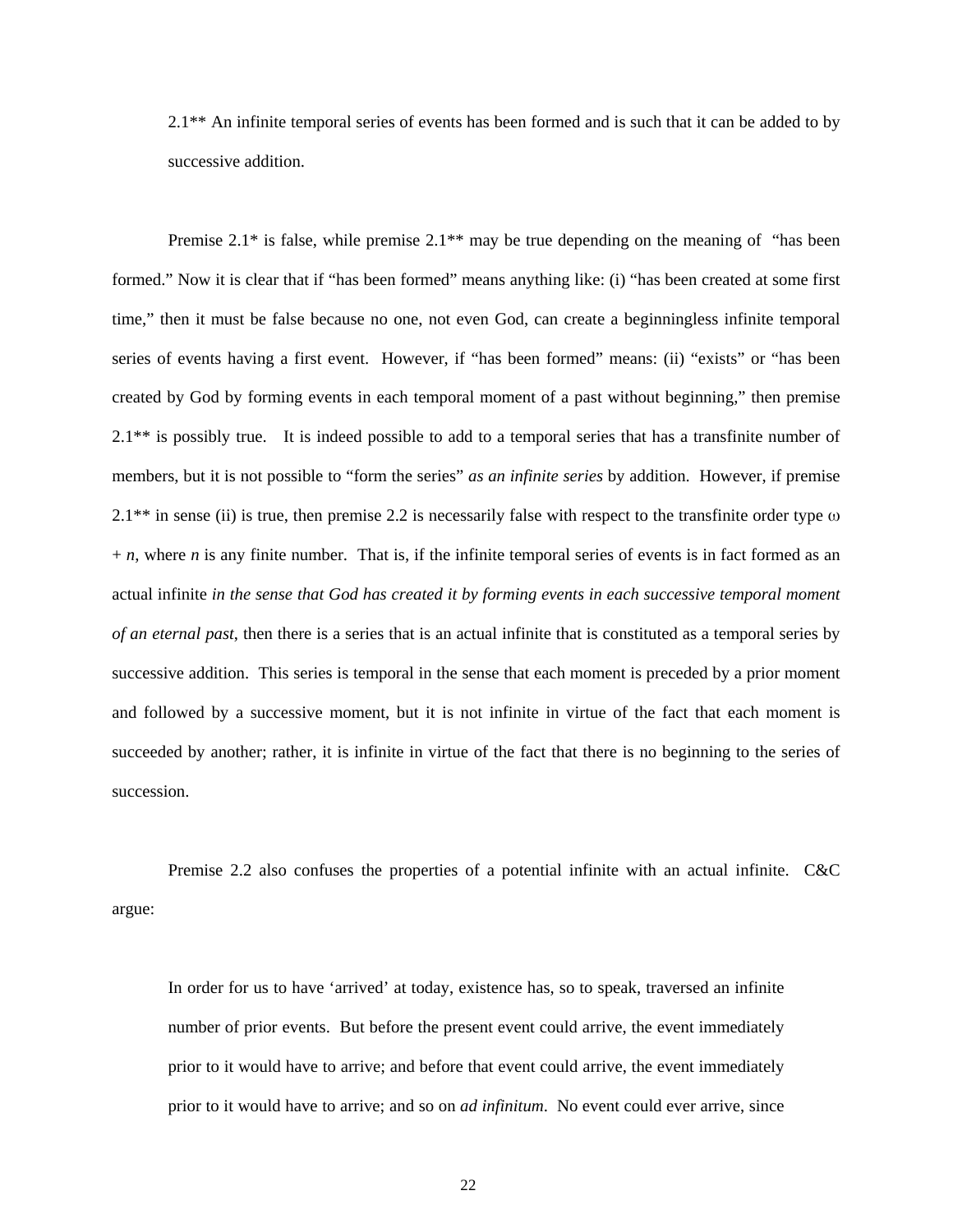> 2.1** An infinite temporal series of events has been formed and is such that it can be added to by successive addition.

Premise 2.1* is false, while premise 2.1** may be true depending on the meaning of "has been formed." Now it is clear that if "has been formed" means anything like: (i) "has been created at some first time," then it must be false because no one, not even God, can create a beginningless infinite temporal series of events having a first event. However, if "has been formed" means: (ii) "exists" or "has been created by God by forming events in each temporal moment of a past without beginning," then premise 2.1** is possibly true. It is indeed possible to add to a temporal series that has a transfinite number of members, but it is not possible to "form the series" *as an infinite series* by addition. However, if premise 2.1** in sense (ii) is true, then premise 2.2 is necessarily false with respect to the transfinite order type $\omega + n$, where $n$ is any finite number. That is, if the infinite temporal series of events is in fact formed as an actual infinite *in the sense that God has created it by forming events in each successive temporal moment of an eternal past*, then there is a series that is an actual infinite that is constituted as a temporal series by successive addition. This series is temporal in the sense that each moment is preceded by a prior moment and followed by a successive moment, but it is not infinite in virtue of the fact that each moment is succeeded by another; rather, it is infinite in virtue of the fact that there is no beginning to the series of succession.

Premise 2.2 also confuses the properties of a potential infinite with an actual infinite. C&C argue:

> In order for us to have 'arrived' at today, existence has, so to speak, traversed an infinite number of prior events. But before the present event could arrive, the event immediately prior to it would have to arrive; and before that event could arrive, the event immediately prior to it would have to arrive; and so on *ad infinitum*. No event could ever arrive, since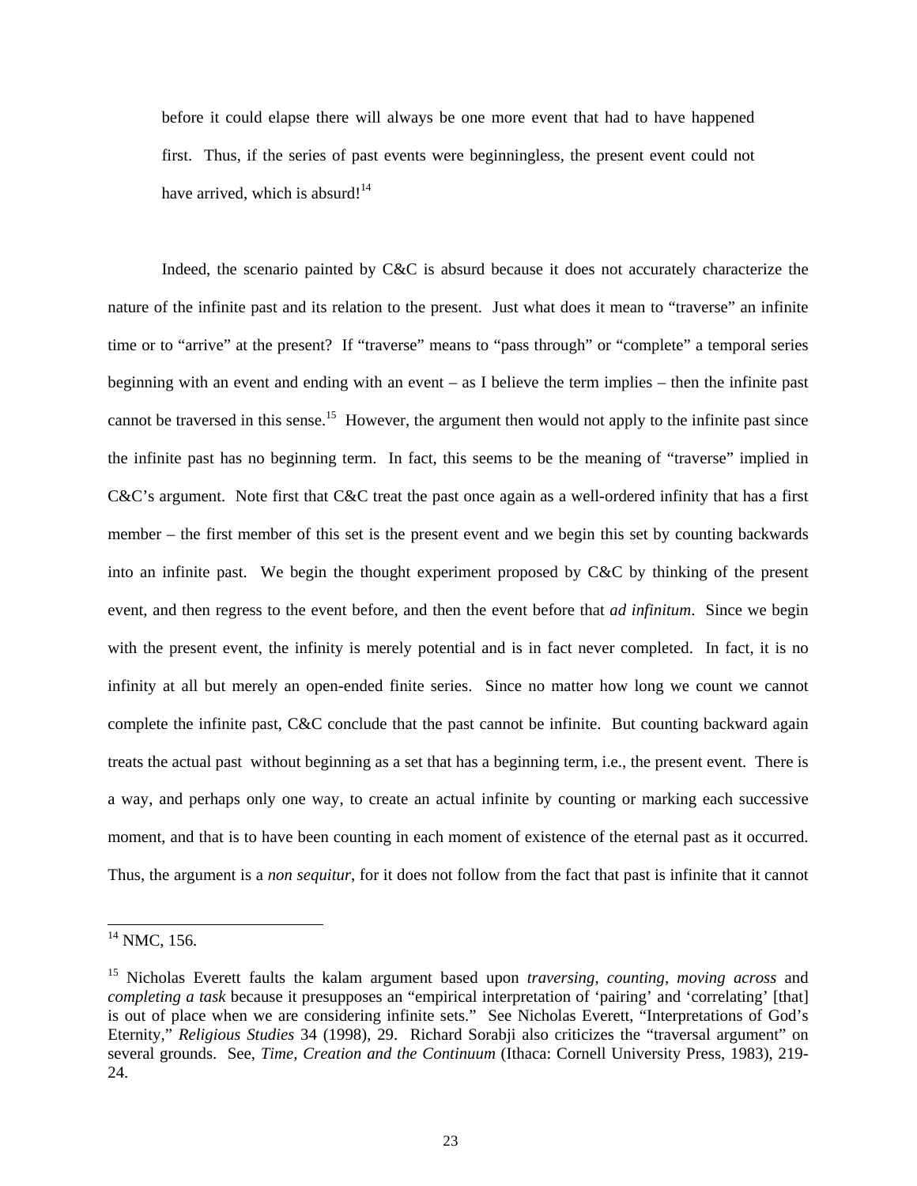> before it could elapse there will always be one more event that had to have happened first. Thus, if the series of past events were beginningless, the present event could not have arrived, which is absurd![14]

Indeed, the scenario painted by C&C is absurd because it does not accurately characterize the nature of the infinite past and its relation to the present. Just what does it mean to "traverse" an infinite time or to "arrive" at the present? If "traverse" means to "pass through" or "complete" a temporal series beginning with an event and ending with an event – as I believe the term implies – then the infinite past cannot be traversed in this sense.[15] However, the argument then would not apply to the infinite past since the infinite past has no beginning term. In fact, this seems to be the meaning of "traverse" implied in C&C's argument. Note first that C&C treat the past once again as a well-ordered infinity that has a first member – the first member of this set is the present event and we begin this set by counting backwards into an infinite past. We begin the thought experiment proposed by C&C by thinking of the present event, and then regress to the event before, and then the event before that *ad infinitum*. Since we begin with the present event, the infinity is merely potential and is in fact never completed. In fact, it is no infinity at all but merely an open-ended finite series. Since no matter how long we count we cannot complete the infinite past, C&C conclude that the past cannot be infinite. But counting backward again treats the actual past without beginning as a set that has a beginning term, i.e., the present event. There is a way, and perhaps only one way, to create an actual infinite by counting or marking each successive moment, and that is to have been counting in each moment of existence of the eternal past as it occurred. Thus, the argument is a *non sequitur*, for it does not follow from the fact that past is infinite that it cannot

---

[14] NMC, 156.

[15] Nicholas Everett faults the kalam argument based upon *traversing*, *counting*, *moving across* and *completing a task* because it presupposes an "empirical interpretation of 'pairing' and 'correlating' [that] is out of place when we are considering infinite sets." See Nicholas Everett, "Interpretations of God's Eternity," *Religious Studies* 34 (1998), 29. Richard Sorabji also criticizes the "traversal argument" on several grounds. See, *Time, Creation and the Continuum* (Ithaca: Cornell University Press, 1983), 219-24.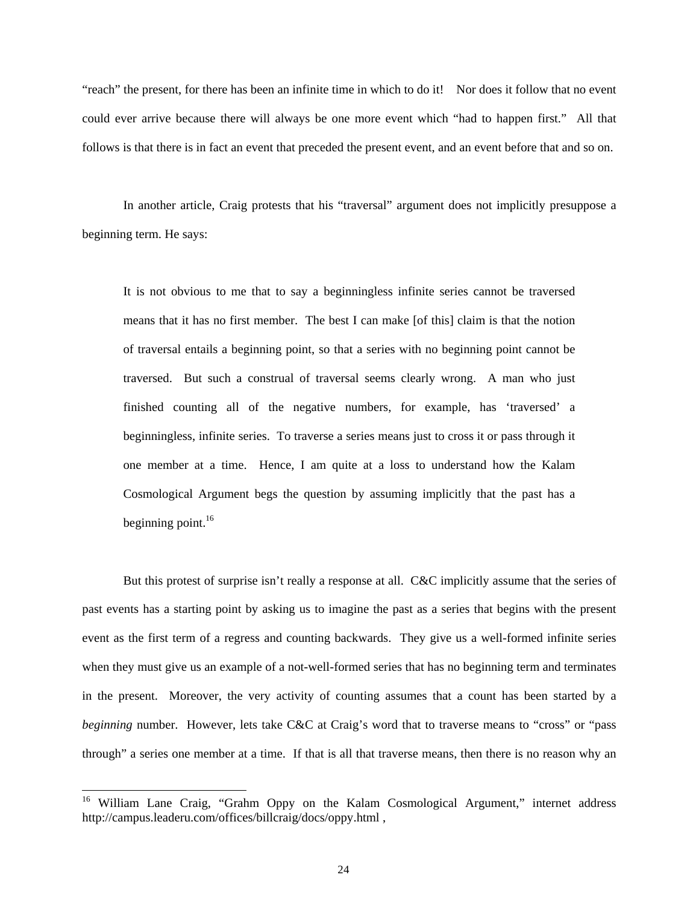"reach" the present, for there has been an infinite time in which to do it! Nor does it follow that no event could ever arrive because there will always be one more event which "had to happen first." All that follows is that there is in fact an event that preceded the present event, and an event before that and so on.

In another article, Craig protests that his "traversal" argument does not implicitly presuppose a beginning term. He says:

> It is not obvious to me that to say a beginningless infinite series cannot be traversed means that it has no first member. The best I can make [of this] claim is that the notion of traversal entails a beginning point, so that a series with no beginning point cannot be traversed. But such a construal of traversal seems clearly wrong. A man who just finished counting all of the negative numbers, for example, has 'traversed' a beginningless, infinite series. To traverse a series means just to cross it or pass through it one member at a time. Hence, I am quite at a loss to understand how the Kalam Cosmological Argument begs the question by assuming implicitly that the past has a beginning point.[16]

But this protest of surprise isn't really a response at all. C&C implicitly assume that the series of past events has a starting point by asking us to imagine the past as a series that begins with the present event as the first term of a regress and counting backwards. They give us a well-formed infinite series when they must give us an example of a not-well-formed series that has no beginning term and terminates in the present. Moreover, the very activity of counting assumes that a count has been started by a *beginning* number. However, lets take C&C at Craig's word that to traverse means to "cross" or "pass through" a series one member at a time. If that is all that traverse means, then there is no reason why an

---

[16] William Lane Craig, "Grahm Oppy on the Kalam Cosmological Argument," internet address http://campus.leaderu.com/offices/billcraig/docs/oppy.html ,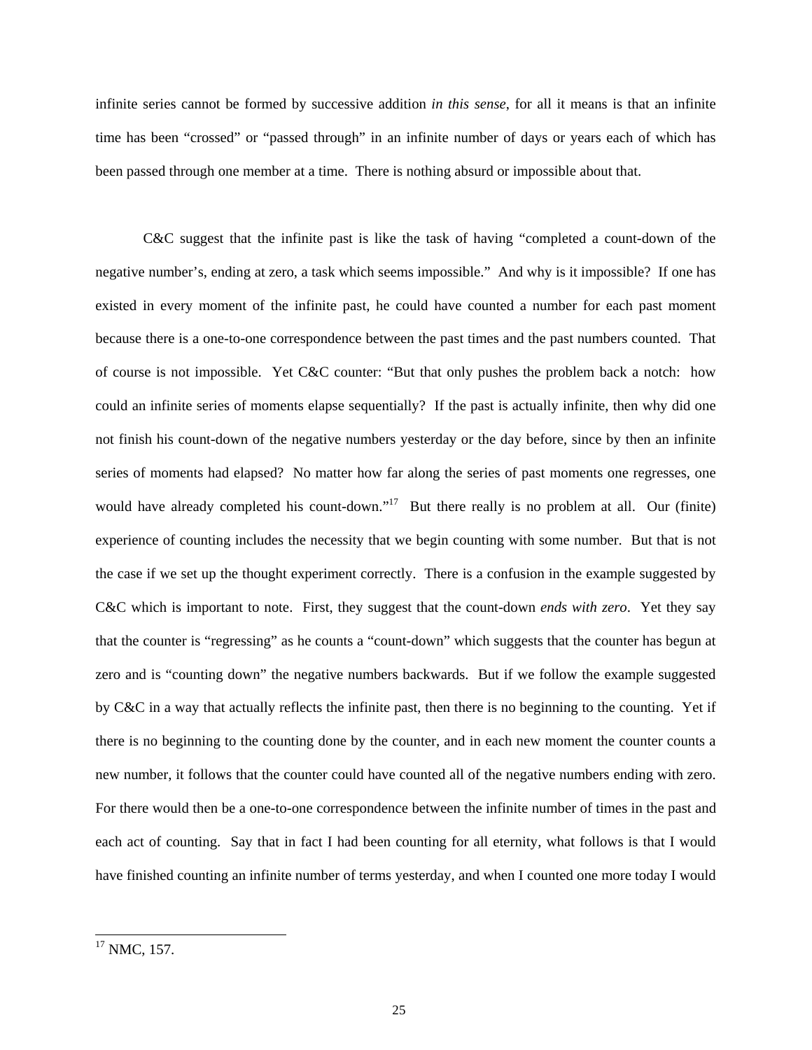infinite series cannot be formed by successive addition *in this sense*, for all it means is that an infinite time has been "crossed" or "passed through" in an infinite number of days or years each of which has been passed through one member at a time. There is nothing absurd or impossible about that.

C&C suggest that the infinite past is like the task of having "completed a count-down of the negative number's, ending at zero, a task which seems impossible." And why is it impossible? If one has existed in every moment of the infinite past, he could have counted a number for each past moment because there is a one-to-one correspondence between the past times and the past numbers counted. That of course is not impossible. Yet C&C counter: "But that only pushes the problem back a notch: how could an infinite series of moments elapse sequentially? If the past is actually infinite, then why did one not finish his count-down of the negative numbers yesterday or the day before, since by then an infinite series of moments had elapsed? No matter how far along the series of past moments one regresses, one would have already completed his count-down."[17] But there really is no problem at all. Our (finite) experience of counting includes the necessity that we begin counting with some number. But that is not the case if we set up the thought experiment correctly. There is a confusion in the example suggested by C&C which is important to note. First, they suggest that the count-down *ends with zero*. Yet they say that the counter is "regressing" as he counts a "count-down" which suggests that the counter has begun at zero and is "counting down" the negative numbers backwards. But if we follow the example suggested by C&C in a way that actually reflects the infinite past, then there is no beginning to the counting. Yet if there is no beginning to the counting done by the counter, and in each new moment the counter counts a new number, it follows that the counter could have counted all of the negative numbers ending with zero. For there would then be a one-to-one correspondence between the infinite number of times in the past and each act of counting. Say that in fact I had been counting for all eternity, what follows is that I would have finished counting an infinite number of terms yesterday, and when I counted one more today I would

[17] NMC, 157.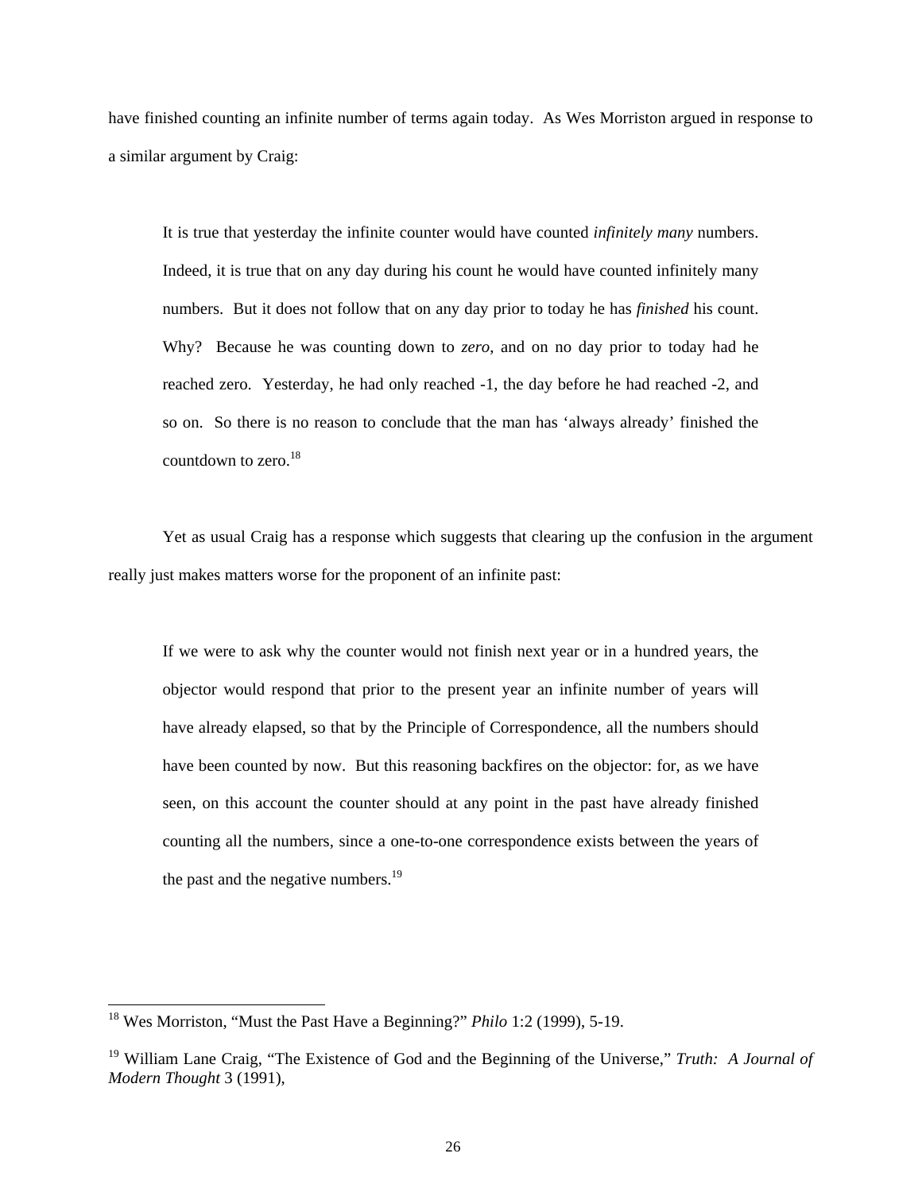have finished counting an infinite number of terms again today. As Wes Morriston argued in response to a similar argument by Craig:

> It is true that yesterday the infinite counter would have counted *infinitely many* numbers. Indeed, it is true that on any day during his count he would have counted infinitely many numbers. But it does not follow that on any day prior to today he has *finished* his count. Why? Because he was counting down to *zero*, and on no day prior to today had he reached zero. Yesterday, he had only reached -1, the day before he had reached -2, and so on. So there is no reason to conclude that the man has 'always already' finished the countdown to zero.[18]

Yet as usual Craig has a response which suggests that clearing up the confusion in the argument really just makes matters worse for the proponent of an infinite past:

> If we were to ask why the counter would not finish next year or in a hundred years, the objector would respond that prior to the present year an infinite number of years will have already elapsed, so that by the Principle of Correspondence, all the numbers should have been counted by now. But this reasoning backfires on the objector: for, as we have seen, on this account the counter should at any point in the past have already finished counting all the numbers, since a one-to-one correspondence exists between the years of the past and the negative numbers.[19]

---

[18] Wes Morriston, "Must the Past Have a Beginning?" *Philo* 1:2 (1999), 5-19.

[19] William Lane Craig, "The Existence of God and the Beginning of the Universe," *Truth: A Journal of Modern Thought* 3 (1991),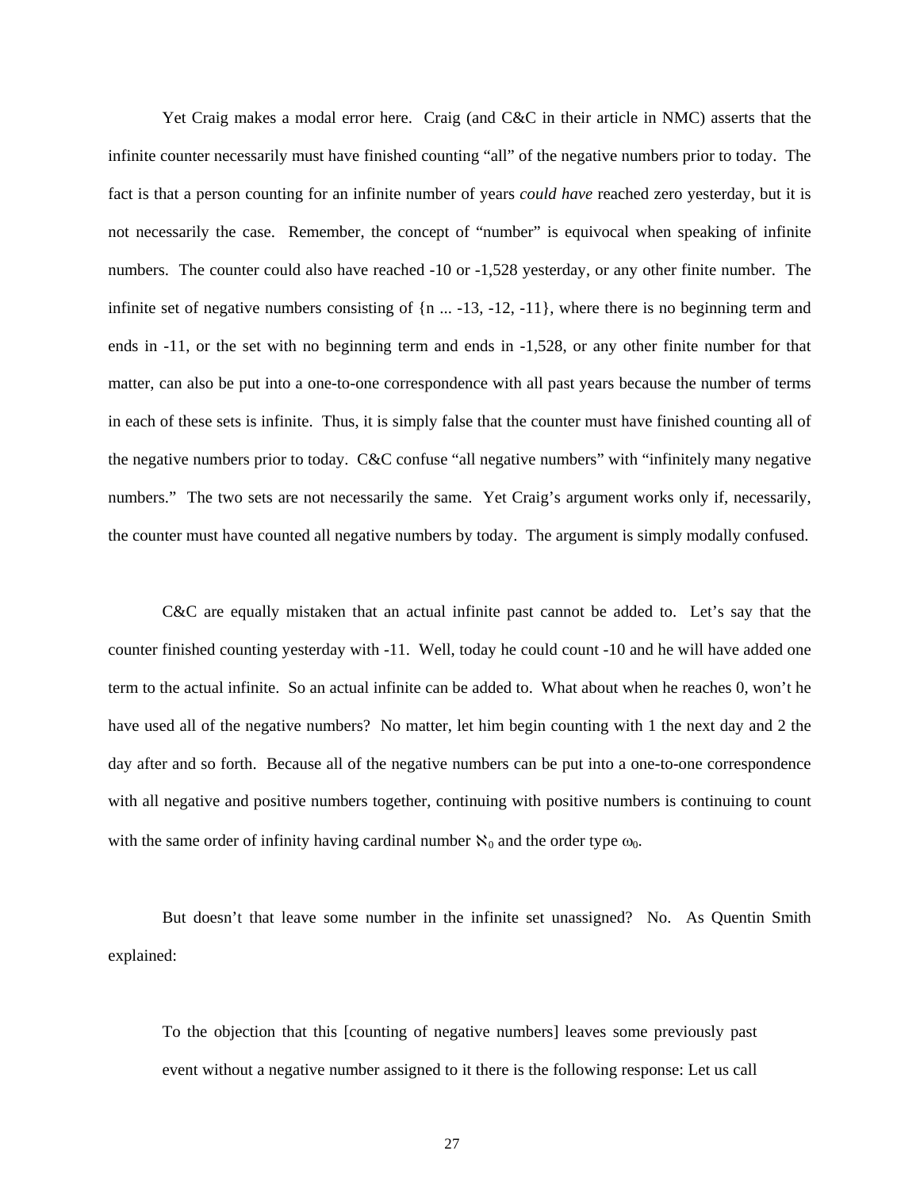Yet Craig makes a modal error here. Craig (and C&C in their article in NMC) asserts that the infinite counter necessarily must have finished counting "all" of the negative numbers prior to today. The fact is that a person counting for an infinite number of years *could have* reached zero yesterday, but it is not necessarily the case. Remember, the concept of "number" is equivocal when speaking of infinite numbers. The counter could also have reached -10 or -1,528 yesterday, or any other finite number. The infinite set of negative numbers consisting of {n ... -13, -12, -11}, where there is no beginning term and ends in -11, or the set with no beginning term and ends in -1,528, or any other finite number for that matter, can also be put into a one-to-one correspondence with all past years because the number of terms in each of these sets is infinite. Thus, it is simply false that the counter must have finished counting all of the negative numbers prior to today. C&C confuse "all negative numbers" with "infinitely many negative numbers." The two sets are not necessarily the same. Yet Craig's argument works only if, necessarily, the counter must have counted all negative numbers by today. The argument is simply modally confused.

C&C are equally mistaken that an actual infinite past cannot be added to. Let's say that the counter finished counting yesterday with -11. Well, today he could count -10 and he will have added one term to the actual infinite. So an actual infinite can be added to. What about when he reaches 0, won't he have used all of the negative numbers? No matter, let him begin counting with 1 the next day and 2 the day after and so forth. Because all of the negative numbers can be put into a one-to-one correspondence with all negative and positive numbers together, continuing with positive numbers is continuing to count with the same order of infinity having cardinal number $\aleph_0$ and the order type $\omega_0$.

But doesn't that leave some number in the infinite set unassigned? No. As Quentin Smith explained:

> To the objection that this [counting of negative numbers] leaves some previously past event without a negative number assigned to it there is the following response: Let us call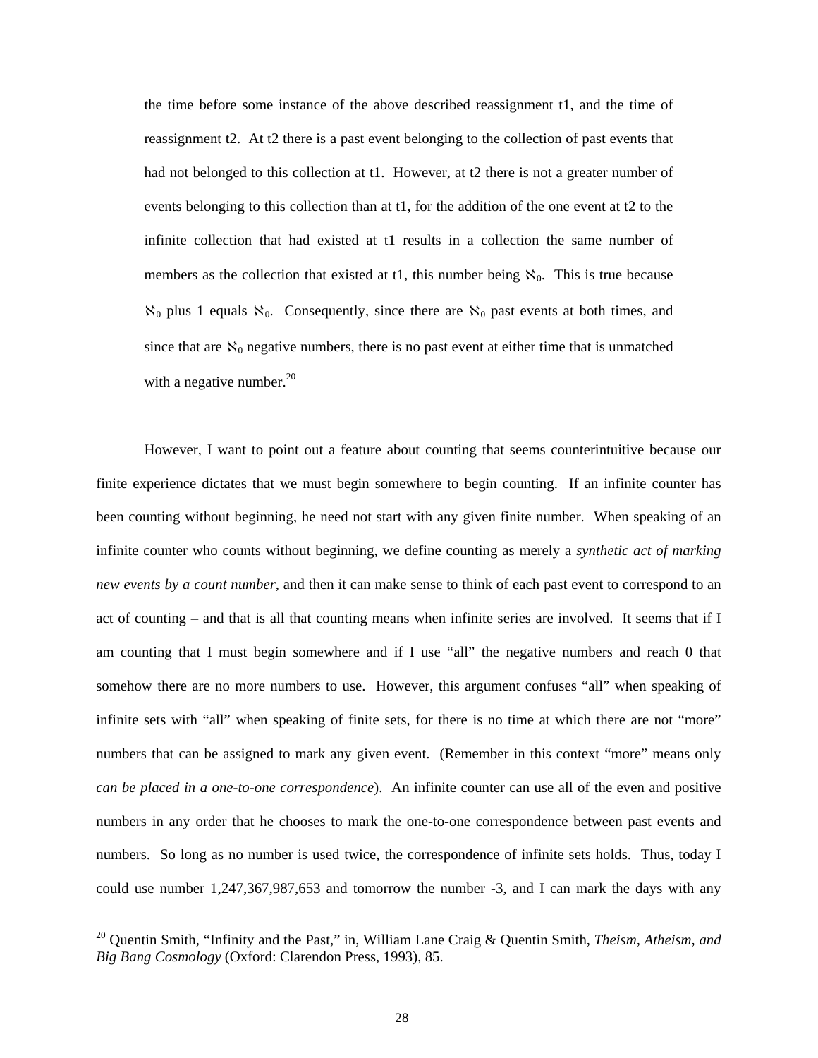the time before some instance of the above described reassignment t1, and the time of reassignment t2. At t2 there is a past event belonging to the collection of past events that had not belonged to this collection at t1. However, at t2 there is not a greater number of events belonging to this collection than at t1, for the addition of the one event at t2 to the infinite collection that had existed at t1 results in a collection the same number of members as the collection that existed at t1, this number being $\aleph_0$. This is true because $\aleph_0$ plus 1 equals $\aleph_0$. Consequently, since there are $\aleph_0$ past events at both times, and since that are $\aleph_0$ negative numbers, there is no past event at either time that is unmatched with a negative number.[20]

However, I want to point out a feature about counting that seems counterintuitive because our finite experience dictates that we must begin somewhere to begin counting. If an infinite counter has been counting without beginning, he need not start with any given finite number. When speaking of an infinite counter who counts without beginning, we define counting as merely a *synthetic act of marking new events by a count number*, and then it can make sense to think of each past event to correspond to an act of counting – and that is all that counting means when infinite series are involved. It seems that if I am counting that I must begin somewhere and if I use "all" the negative numbers and reach 0 that somehow there are no more numbers to use. However, this argument confuses "all" when speaking of infinite sets with "all" when speaking of finite sets, for there is no time at which there are not "more" numbers that can be assigned to mark any given event. (Remember in this context "more" means only *can be placed in a one-to-one correspondence*). An infinite counter can use all of the even and positive numbers in any order that he chooses to mark the one-to-one correspondence between past events and numbers. So long as no number is used twice, the correspondence of infinite sets holds. Thus, today I could use number 1,247,367,987,653 and tomorrow the number -3, and I can mark the days with any

[20] Quentin Smith, "Infinity and the Past," in, William Lane Craig & Quentin Smith, *Theism, Atheism, and Big Bang Cosmology* (Oxford: Clarendon Press, 1993), 85.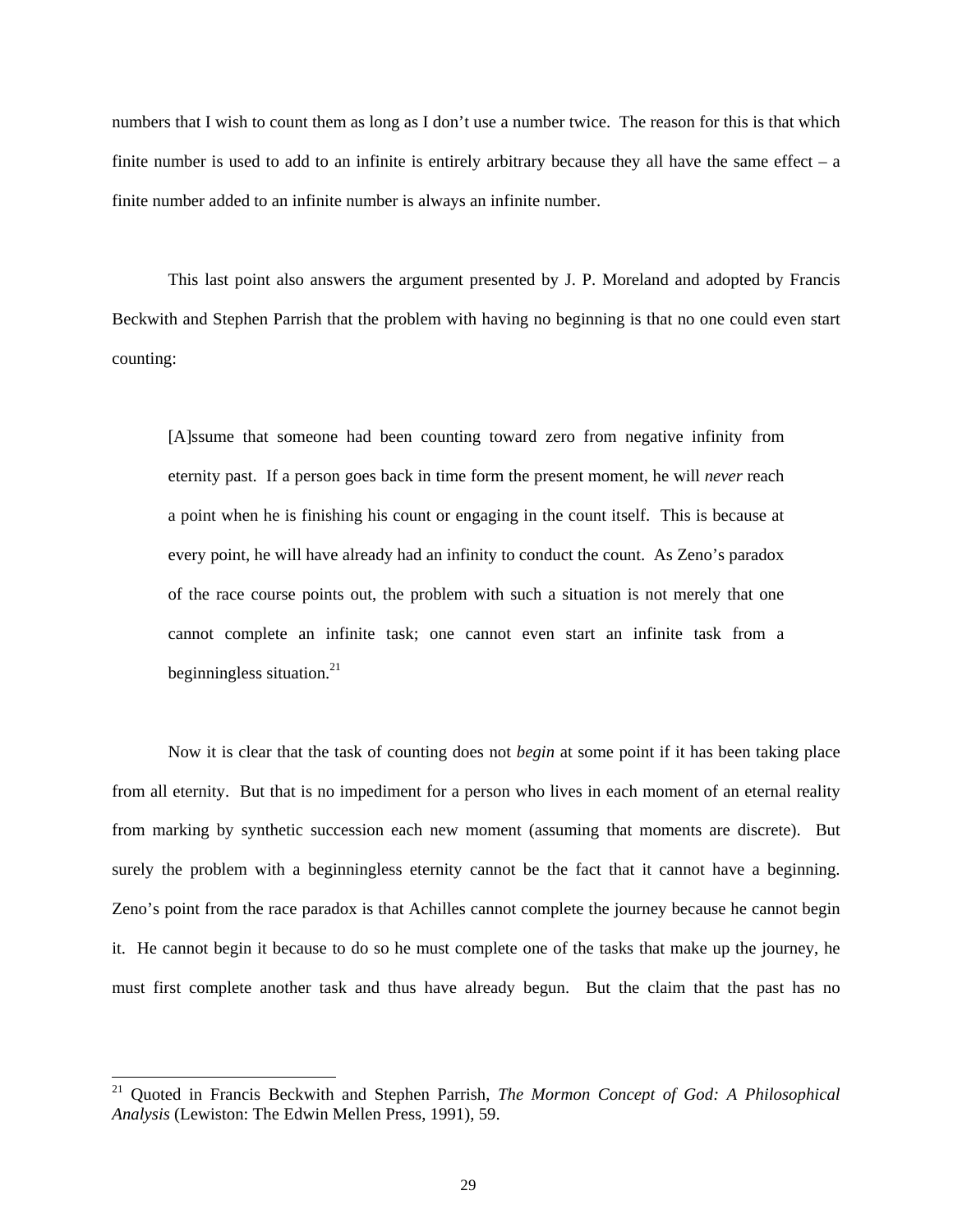numbers that I wish to count them as long as I don't use a number twice. The reason for this is that which finite number is used to add to an infinite is entirely arbitrary because they all have the same effect – a finite number added to an infinite number is always an infinite number.

This last point also answers the argument presented by J. P. Moreland and adopted by Francis Beckwith and Stephen Parrish that the problem with having no beginning is that no one could even start counting:

> [A]ssume that someone had been counting toward zero from negative infinity from eternity past. If a person goes back in time form the present moment, he will *never* reach a point when he is finishing his count or engaging in the count itself. This is because at every point, he will have already had an infinity to conduct the count. As Zeno's paradox of the race course points out, the problem with such a situation is not merely that one cannot complete an infinite task; one cannot even start an infinite task from a beginningless situation.[21]

Now it is clear that the task of counting does not *begin* at some point if it has been taking place from all eternity. But that is no impediment for a person who lives in each moment of an eternal reality from marking by synthetic succession each new moment (assuming that moments are discrete). But surely the problem with a beginningless eternity cannot be the fact that it cannot have a beginning. Zeno's point from the race paradox is that Achilles cannot complete the journey because he cannot begin it. He cannot begin it because to do so he must complete one of the tasks that make up the journey, he must first complete another task and thus have already begun. But the claim that the past has no

---

[21] Quoted in Francis Beckwith and Stephen Parrish, *The Mormon Concept of God: A Philosophical Analysis* (Lewiston: The Edwin Mellen Press, 1991), 59.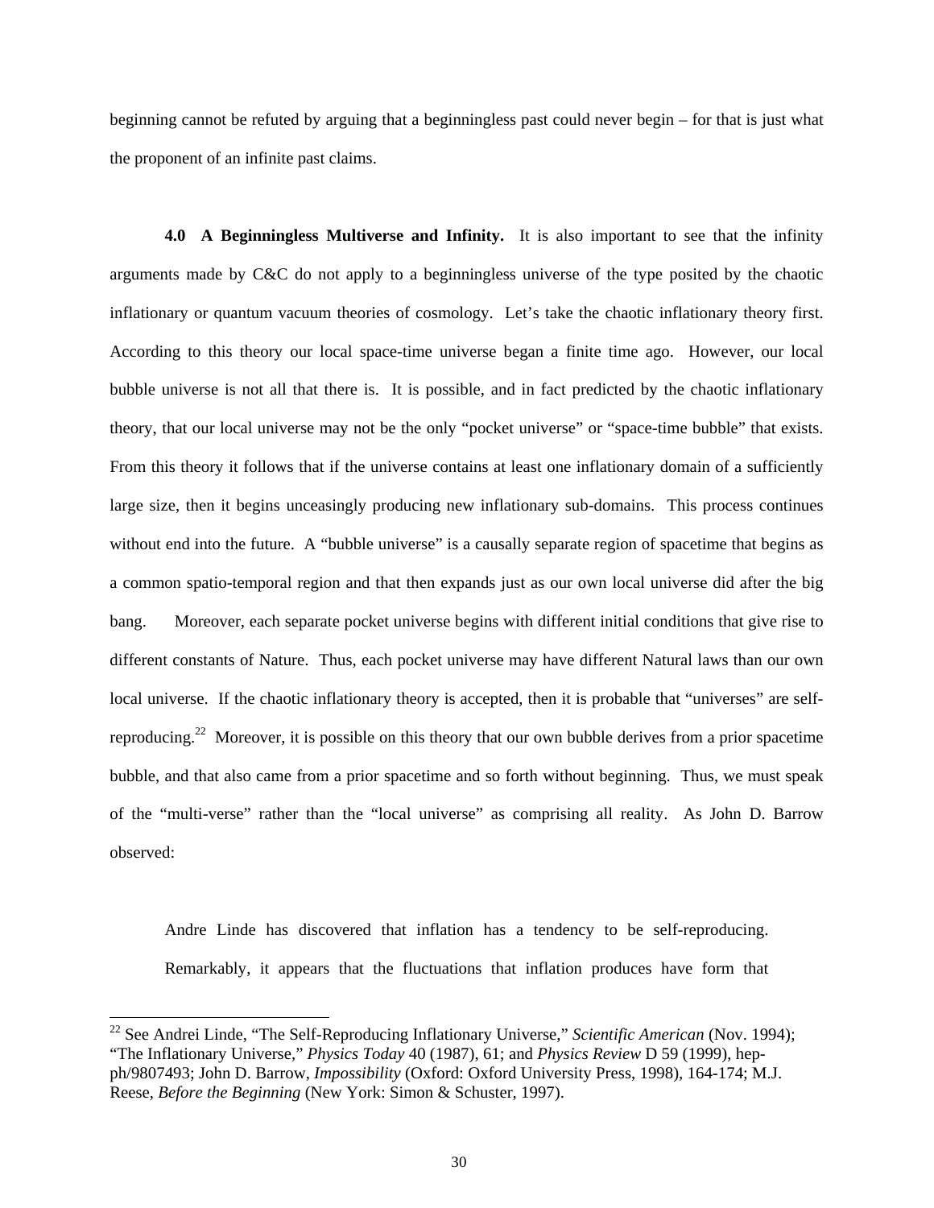beginning cannot be refuted by arguing that a beginningless past could never begin – for that is just what the proponent of an infinite past claims.

**4.0 A Beginningless Multiverse and Infinity.** It is also important to see that the infinity arguments made by C&C do not apply to a beginningless universe of the type posited by the chaotic inflationary or quantum vacuum theories of cosmology. Let's take the chaotic inflationary theory first. According to this theory our local space-time universe began a finite time ago. However, our local bubble universe is not all that there is. It is possible, and in fact predicted by the chaotic inflationary theory, that our local universe may not be the only "pocket universe" or "space-time bubble" that exists. From this theory it follows that if the universe contains at least one inflationary domain of a sufficiently large size, then it begins unceasingly producing new inflationary sub-domains. This process continues without end into the future. A "bubble universe" is a causally separate region of spacetime that begins as a common spatio-temporal region and that then expands just as our own local universe did after the big bang. Moreover, each separate pocket universe begins with different initial conditions that give rise to different constants of Nature. Thus, each pocket universe may have different Natural laws than our own local universe. If the chaotic inflationary theory is accepted, then it is probable that "universes" are self-reproducing.[22] Moreover, it is possible on this theory that our own bubble derives from a prior spacetime bubble, and that also came from a prior spacetime and so forth without beginning. Thus, we must speak of the "multi-verse" rather than the "local universe" as comprising all reality. As John D. Barrow observed:

> Andre Linde has discovered that inflation has a tendency to be self-reproducing. Remarkably, it appears that the fluctuations that inflation produces have form that

---

[22] See Andrei Linde, "The Self-Reproducing Inflationary Universe," *Scientific American* (Nov. 1994); "The Inflationary Universe," *Physics Today* 40 (1987), 61; and *Physics Review* D 59 (1999), hep-ph/9807493; John D. Barrow, *Impossibility* (Oxford: Oxford University Press, 1998), 164-174; M.J. Reese, *Before the Beginning* (New York: Simon & Schuster, 1997).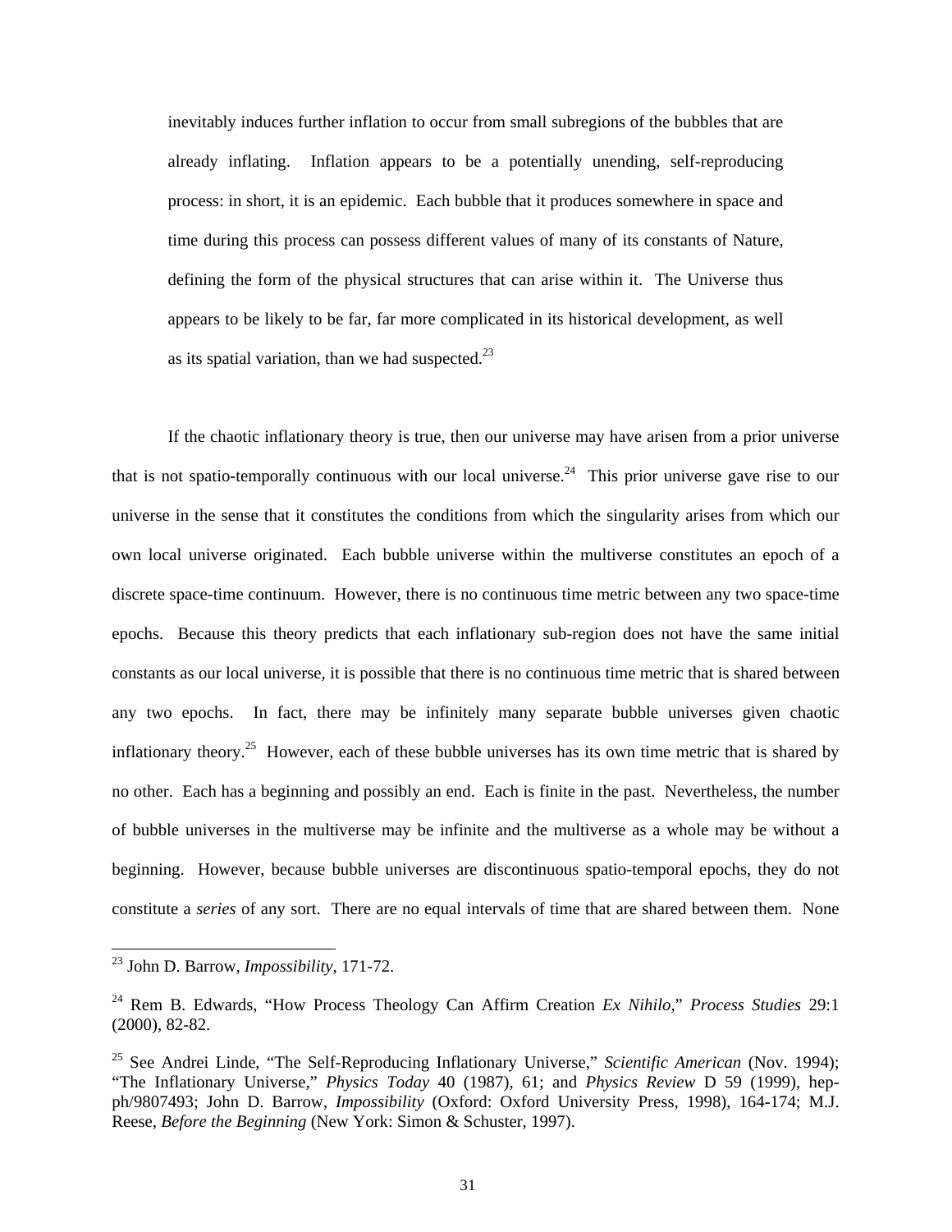> inevitably induces further inflation to occur from small subregions of the bubbles that are already inflating. Inflation appears to be a potentially unending, self-reproducing process: in short, it is an epidemic. Each bubble that it produces somewhere in space and time during this process can possess different values of many of its constants of Nature, defining the form of the physical structures that can arise within it. The Universe thus appears to be likely to be far, far more complicated in its historical development, as well as its spatial variation, than we had suspected.[23]

If the chaotic inflationary theory is true, then our universe may have arisen from a prior universe that is not spatio-temporally continuous with our local universe.[24] This prior universe gave rise to our universe in the sense that it constitutes the conditions from which the singularity arises from which our own local universe originated. Each bubble universe within the multiverse constitutes an epoch of a discrete space-time continuum. However, there is no continuous time metric between any two space-time epochs. Because this theory predicts that each inflationary sub-region does not have the same initial constants as our local universe, it is possible that there is no continuous time metric that is shared between any two epochs. In fact, there may be infinitely many separate bubble universes given chaotic inflationary theory.[25] However, each of these bubble universes has its own time metric that is shared by no other. Each has a beginning and possibly an end. Each is finite in the past. Nevertheless, the number of bubble universes in the multiverse may be infinite and the multiverse as a whole may be without a beginning. However, because bubble universes are discontinuous spatio-temporal epochs, they do not constitute a *series* of any sort. There are no equal intervals of time that are shared between them. None

---

[23] John D. Barrow, *Impossibility*, 171-72.

[24] Rem B. Edwards, "How Process Theology Can Affirm Creation *Ex Nihilo*," *Process Studies* 29:1 (2000), 82-82.

[25] See Andrei Linde, "The Self-Reproducing Inflationary Universe," *Scientific American* (Nov. 1994); "The Inflationary Universe," *Physics Today* 40 (1987), 61; and *Physics Review* D 59 (1999), hep-ph/9807493; John D. Barrow, *Impossibility* (Oxford: Oxford University Press, 1998), 164-174; M.J. Reese, *Before the Beginning* (New York: Simon & Schuster, 1997).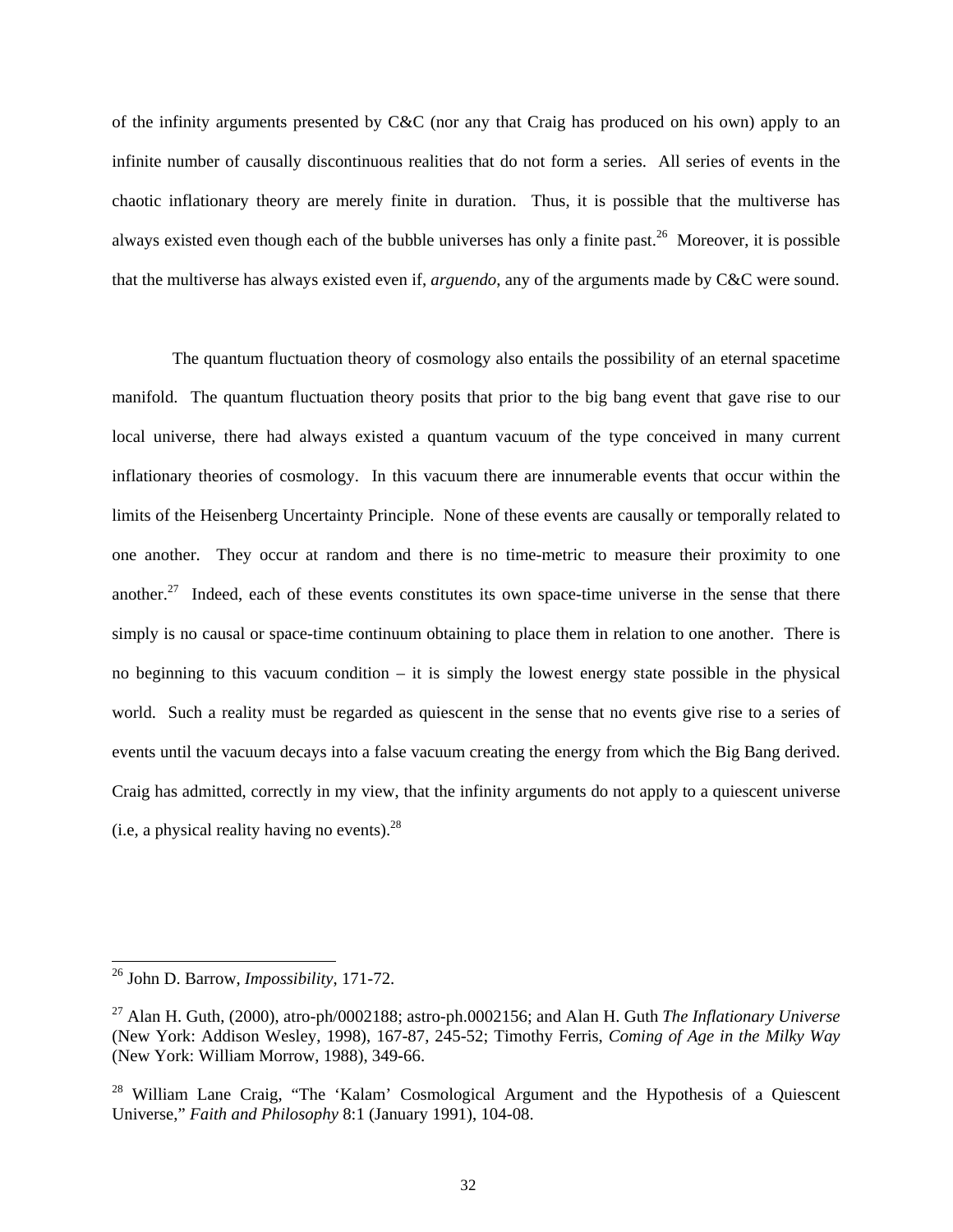of the infinity arguments presented by C&C (nor any that Craig has produced on his own) apply to an infinite number of causally discontinuous realities that do not form a series. All series of events in the chaotic inflationary theory are merely finite in duration. Thus, it is possible that the multiverse has always existed even though each of the bubble universes has only a finite past.[26] Moreover, it is possible that the multiverse has always existed even if, *arguendo*, any of the arguments made by C&C were sound.

The quantum fluctuation theory of cosmology also entails the possibility of an eternal spacetime manifold. The quantum fluctuation theory posits that prior to the big bang event that gave rise to our local universe, there had always existed a quantum vacuum of the type conceived in many current inflationary theories of cosmology. In this vacuum there are innumerable events that occur within the limits of the Heisenberg Uncertainty Principle. None of these events are causally or temporally related to one another. They occur at random and there is no time-metric to measure their proximity to one another.[27] Indeed, each of these events constitutes its own space-time universe in the sense that there simply is no causal or space-time continuum obtaining to place them in relation to one another. There is no beginning to this vacuum condition – it is simply the lowest energy state possible in the physical world. Such a reality must be regarded as quiescent in the sense that no events give rise to a series of events until the vacuum decays into a false vacuum creating the energy from which the Big Bang derived. Craig has admitted, correctly in my view, that the infinity arguments do not apply to a quiescent universe (i.e, a physical reality having no events).[28]

---

[26] John D. Barrow, *Impossibility*, 171-72.

[27] Alan H. Guth, (2000), atro-ph/0002188; astro-ph.0002156; and Alan H. Guth *The Inflationary Universe* (New York: Addison Wesley, 1998), 167-87, 245-52; Timothy Ferris, *Coming of Age in the Milky Way* (New York: William Morrow, 1988), 349-66.

[28] William Lane Craig, "The 'Kalam' Cosmological Argument and the Hypothesis of a Quiescent Universe," *Faith and Philosophy* 8:1 (January 1991), 104-08.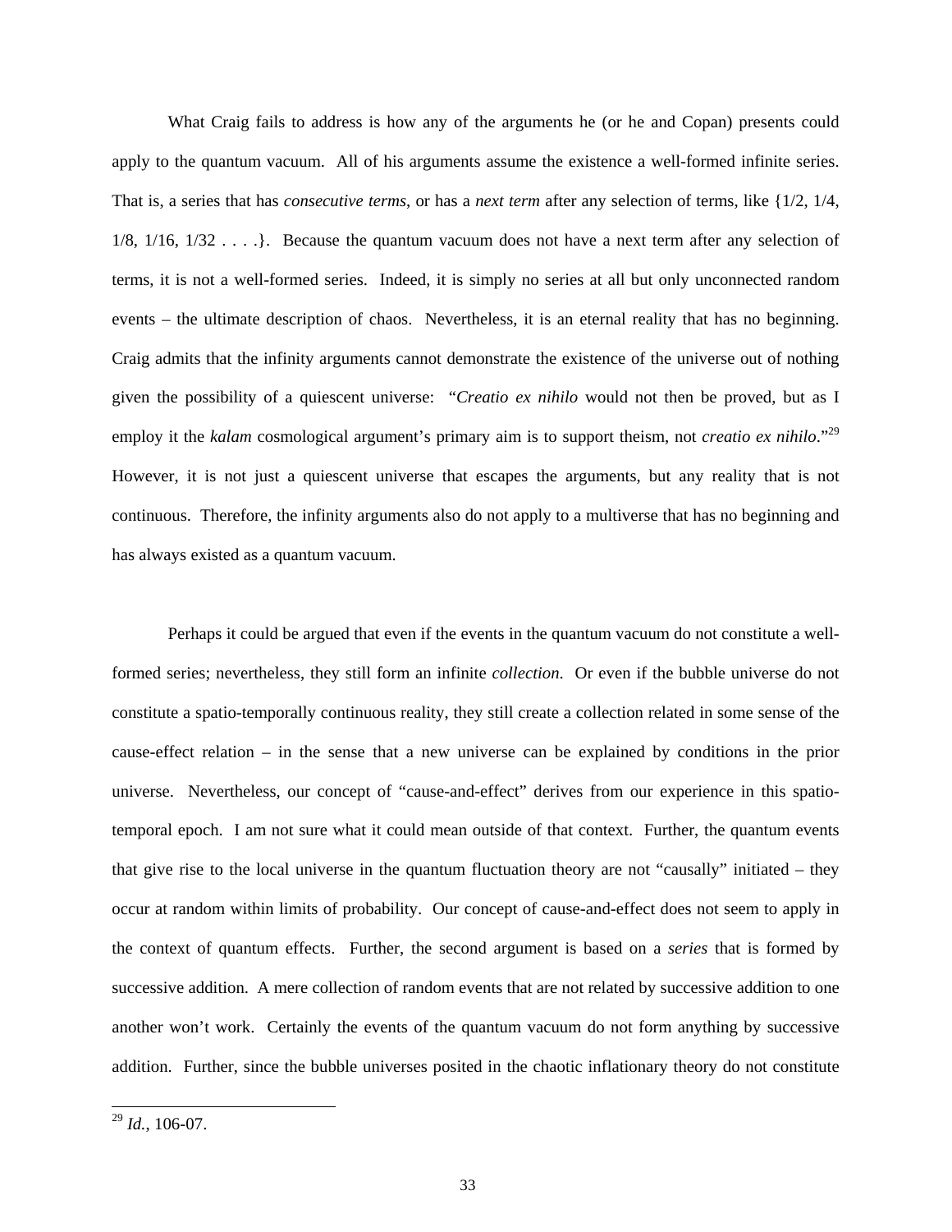What Craig fails to address is how any of the arguments he (or he and Copan) presents could apply to the quantum vacuum. All of his arguments assume the existence a well-formed infinite series. That is, a series that has *consecutive terms*, or has a *next term* after any selection of terms, like {1/2, 1/4, 1/8, 1/16, 1/32 . . . .}. Because the quantum vacuum does not have a next term after any selection of terms, it is not a well-formed series. Indeed, it is simply no series at all but only unconnected random events – the ultimate description of chaos. Nevertheless, it is an eternal reality that has no beginning. Craig admits that the infinity arguments cannot demonstrate the existence of the universe out of nothing given the possibility of a quiescent universe: "*Creatio ex nihilo* would not then be proved, but as I employ it the *kalam* cosmological argument's primary aim is to support theism, not *creatio ex nihilo*."[29] However, it is not just a quiescent universe that escapes the arguments, but any reality that is not continuous. Therefore, the infinity arguments also do not apply to a multiverse that has no beginning and has always existed as a quantum vacuum.

Perhaps it could be argued that even if the events in the quantum vacuum do not constitute a well-formed series; nevertheless, they still form an infinite *collection*. Or even if the bubble universe do not constitute a spatio-temporally continuous reality, they still create a collection related in some sense of the cause-effect relation – in the sense that a new universe can be explained by conditions in the prior universe. Nevertheless, our concept of "cause-and-effect" derives from our experience in this spatio-temporal epoch. I am not sure what it could mean outside of that context. Further, the quantum events that give rise to the local universe in the quantum fluctuation theory are not "causally" initiated – they occur at random within limits of probability. Our concept of cause-and-effect does not seem to apply in the context of quantum effects. Further, the second argument is based on a *series* that is formed by successive addition. A mere collection of random events that are not related by successive addition to one another won't work. Certainly the events of the quantum vacuum do not form anything by successive addition. Further, since the bubble universes posited in the chaotic inflationary theory do not constitute

---

[29] *Id.*, 106-07.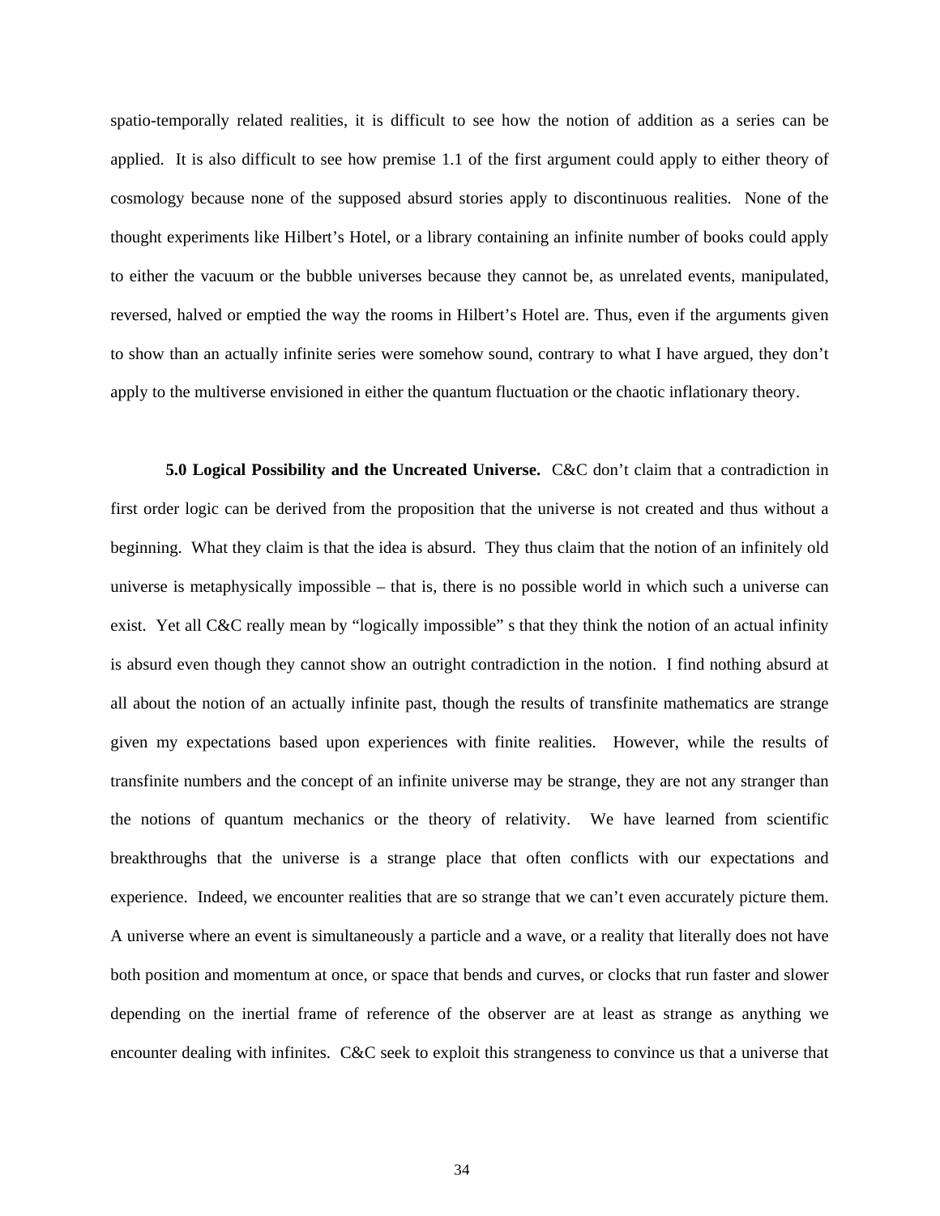spatio-temporally related realities, it is difficult to see how the notion of addition as a series can be applied. It is also difficult to see how premise 1.1 of the first argument could apply to either theory of cosmology because none of the supposed absurd stories apply to discontinuous realities. None of the thought experiments like Hilbert's Hotel, or a library containing an infinite number of books could apply to either the vacuum or the bubble universes because they cannot be, as unrelated events, manipulated, reversed, halved or emptied the way the rooms in Hilbert's Hotel are. Thus, even if the arguments given to show than an actually infinite series were somehow sound, contrary to what I have argued, they don't apply to the multiverse envisioned in either the quantum fluctuation or the chaotic inflationary theory.

**5.0 Logical Possibility and the Uncreated Universe.** C&C don't claim that a contradiction in first order logic can be derived from the proposition that the universe is not created and thus without a beginning. What they claim is that the idea is absurd. They thus claim that the notion of an infinitely old universe is metaphysically impossible – that is, there is no possible world in which such a universe can exist. Yet all C&C really mean by "logically impossible" s that they think the notion of an actual infinity is absurd even though they cannot show an outright contradiction in the notion. I find nothing absurd at all about the notion of an actually infinite past, though the results of transfinite mathematics are strange given my expectations based upon experiences with finite realities. However, while the results of transfinite numbers and the concept of an infinite universe may be strange, they are not any stranger than the notions of quantum mechanics or the theory of relativity. We have learned from scientific breakthroughs that the universe is a strange place that often conflicts with our expectations and experience. Indeed, we encounter realities that are so strange that we can't even accurately picture them. A universe where an event is simultaneously a particle and a wave, or a reality that literally does not have both position and momentum at once, or space that bends and curves, or clocks that run faster and slower depending on the inertial frame of reference of the observer are at least as strange as anything we encounter dealing with infinites. C&C seek to exploit this strangeness to convince us that a universe that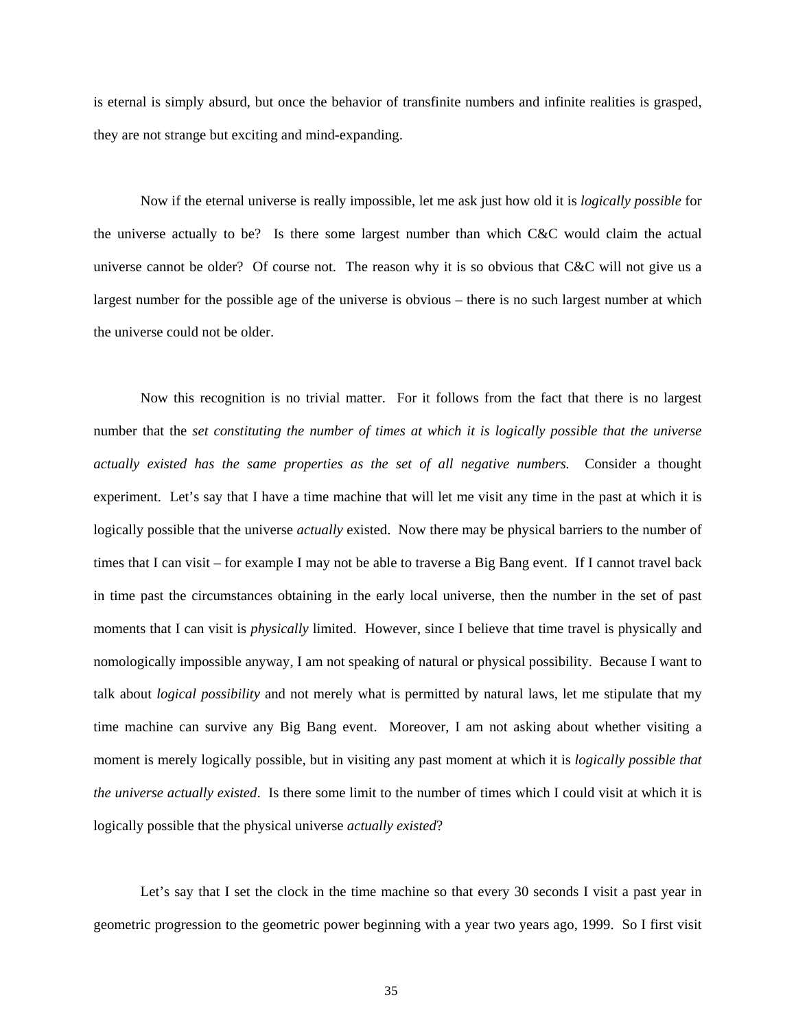is eternal is simply absurd, but once the behavior of transfinite numbers and infinite realities is grasped, they are not strange but exciting and mind-expanding.

Now if the eternal universe is really impossible, let me ask just how old it is *logically possible* for the universe actually to be? Is there some largest number than which C&C would claim the actual universe cannot be older? Of course not. The reason why it is so obvious that C&C will not give us a largest number for the possible age of the universe is obvious – there is no such largest number at which the universe could not be older.

Now this recognition is no trivial matter. For it follows from the fact that there is no largest number that the *set constituting the number of times at which it is logically possible that the universe actually existed has the same properties as the set of all negative numbers.* Consider a thought experiment. Let's say that I have a time machine that will let me visit any time in the past at which it is logically possible that the universe *actually* existed. Now there may be physical barriers to the number of times that I can visit – for example I may not be able to traverse a Big Bang event. If I cannot travel back in time past the circumstances obtaining in the early local universe, then the number in the set of past moments that I can visit is *physically* limited. However, since I believe that time travel is physically and nomologically impossible anyway, I am not speaking of natural or physical possibility. Because I want to talk about *logical possibility* and not merely what is permitted by natural laws, let me stipulate that my time machine can survive any Big Bang event. Moreover, I am not asking about whether visiting a moment is merely logically possible, but in visiting any past moment at which it is *logically possible that the universe actually existed*. Is there some limit to the number of times which I could visit at which it is logically possible that the physical universe *actually existed*?

Let's say that I set the clock in the time machine so that every 30 seconds I visit a past year in geometric progression to the geometric power beginning with a year two years ago, 1999. So I first visit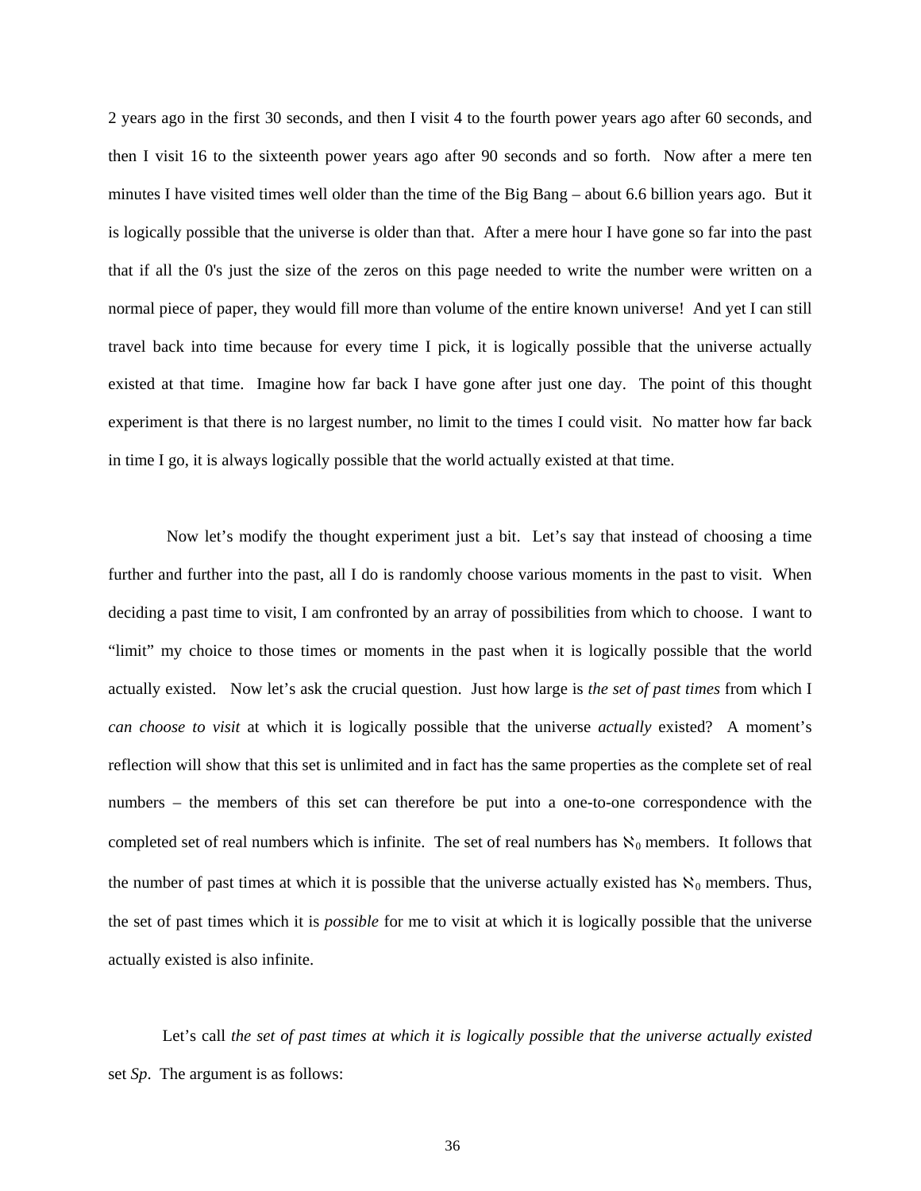2 years ago in the first 30 seconds, and then I visit 4 to the fourth power years ago after 60 seconds, and then I visit 16 to the sixteenth power years ago after 90 seconds and so forth. Now after a mere ten minutes I have visited times well older than the time of the Big Bang – about 6.6 billion years ago. But it is logically possible that the universe is older than that. After a mere hour I have gone so far into the past that if all the 0's just the size of the zeros on this page needed to write the number were written on a normal piece of paper, they would fill more than volume of the entire known universe! And yet I can still travel back into time because for every time I pick, it is logically possible that the universe actually existed at that time. Imagine how far back I have gone after just one day. The point of this thought experiment is that there is no largest number, no limit to the times I could visit. No matter how far back in time I go, it is always logically possible that the world actually existed at that time.

Now let's modify the thought experiment just a bit. Let's say that instead of choosing a time further and further into the past, all I do is randomly choose various moments in the past to visit. When deciding a past time to visit, I am confronted by an array of possibilities from which to choose. I want to "limit" my choice to those times or moments in the past when it is logically possible that the world actually existed. Now let's ask the crucial question. Just how large is *the set of past times* from which I *can choose to visit* at which it is logically possible that the universe *actually* existed? A moment's reflection will show that this set is unlimited and in fact has the same properties as the complete set of real numbers – the members of this set can therefore be put into a one-to-one correspondence with the completed set of real numbers which is infinite. The set of real numbers has $\aleph_0$ members. It follows that the number of past times at which it is possible that the universe actually existed has $\aleph_0$ members. Thus, the set of past times which it is *possible* for me to visit at which it is logically possible that the universe actually existed is also infinite.

Let's call *the set of past times at which it is logically possible that the universe actually existed* set *Sp*. The argument is as follows: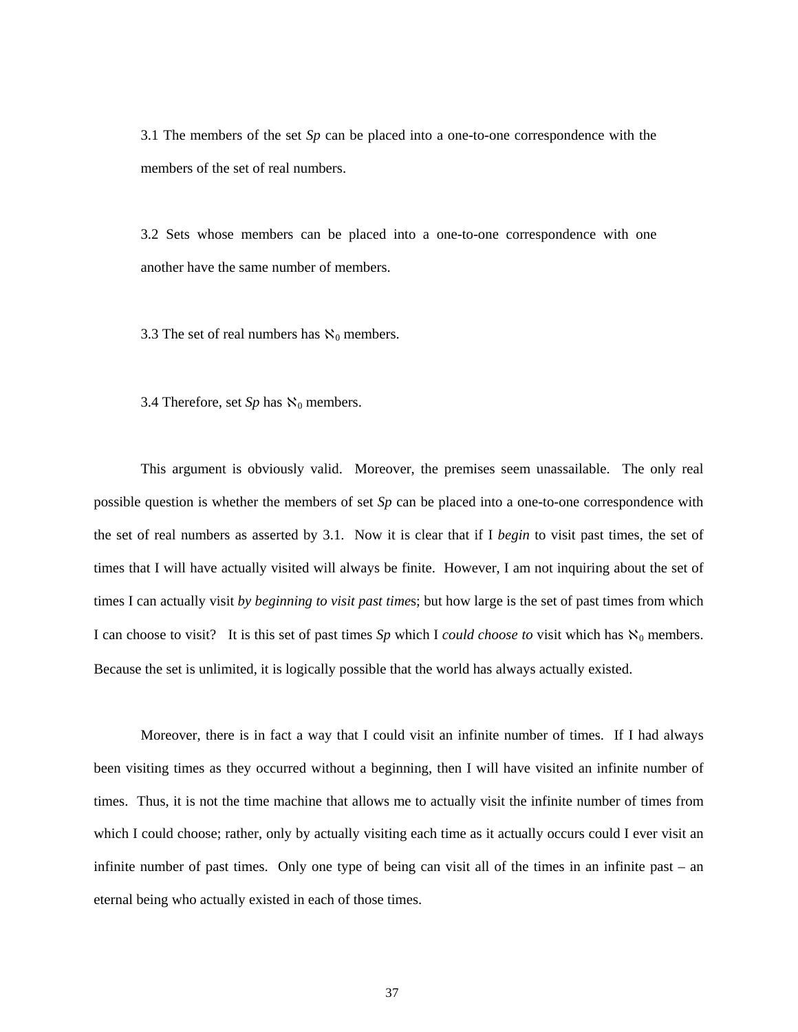3.1 The members of the set *Sp* can be placed into a one-to-one correspondence with the members of the set of real numbers.

3.2 Sets whose members can be placed into a one-to-one correspondence with one another have the same number of members.

3.3 The set of real numbers has $\aleph_0$ members.

3.4 Therefore, set *Sp* has $\aleph_0$ members.

This argument is obviously valid. Moreover, the premises seem unassailable. The only real possible question is whether the members of set *Sp* can be placed into a one-to-one correspondence with the set of real numbers as asserted by 3.1. Now it is clear that if I *begin* to visit past times, the set of times that I will have actually visited will always be finite. However, I am not inquiring about the set of times I can actually visit *by beginning to visit past time*s; but how large is the set of past times from which I can choose to visit? It is this set of past times *Sp* which I *could choose to* visit which has $\aleph_0$ members. Because the set is unlimited, it is logically possible that the world has always actually existed.

Moreover, there is in fact a way that I could visit an infinite number of times. If I had always been visiting times as they occurred without a beginning, then I will have visited an infinite number of times. Thus, it is not the time machine that allows me to actually visit the infinite number of times from which I could choose; rather, only by actually visiting each time as it actually occurs could I ever visit an infinite number of past times. Only one type of being can visit all of the times in an infinite past – an eternal being who actually existed in each of those times.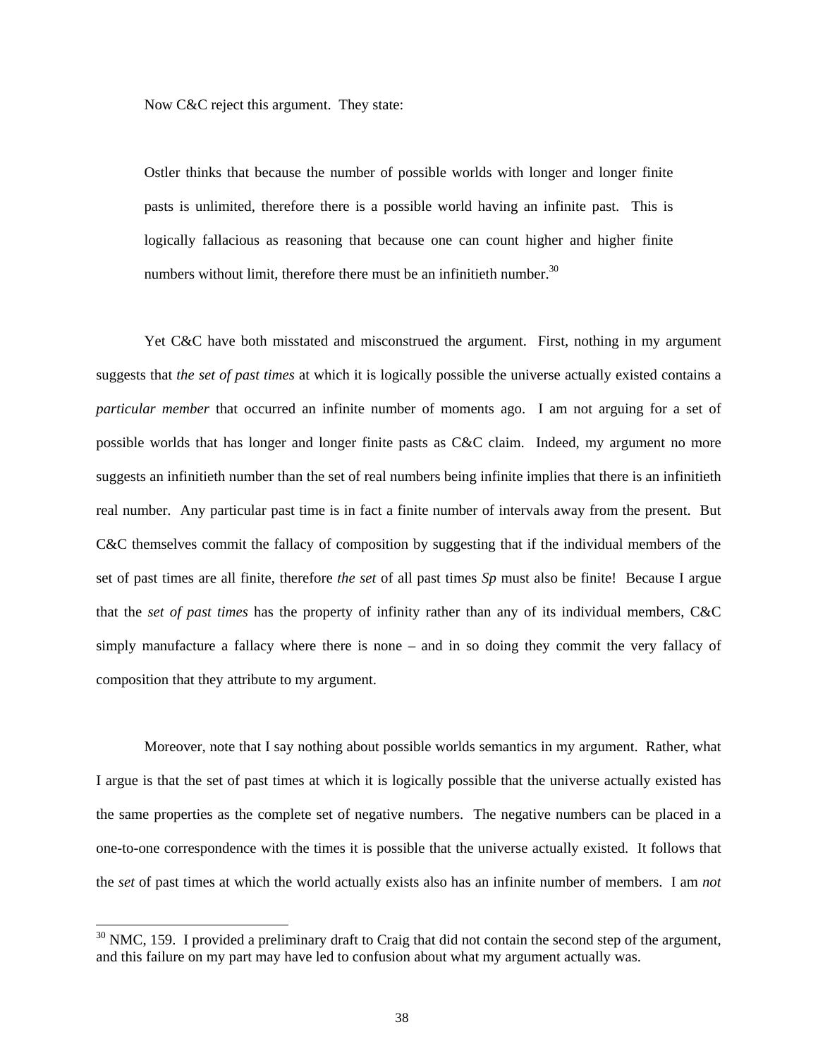Now C&C reject this argument. They state:

> Ostler thinks that because the number of possible worlds with longer and longer finite pasts is unlimited, therefore there is a possible world having an infinite past. This is logically fallacious as reasoning that because one can count higher and higher finite numbers without limit, therefore there must be an infinitieth number.[30]

Yet C&C have both misstated and misconstrued the argument. First, nothing in my argument suggests that *the set of past times* at which it is logically possible the universe actually existed contains a *particular member* that occurred an infinite number of moments ago. I am not arguing for a set of possible worlds that has longer and longer finite pasts as C&C claim. Indeed, my argument no more suggests an infinitieth number than the set of real numbers being infinite implies that there is an infinitieth real number. Any particular past time is in fact a finite number of intervals away from the present. But C&C themselves commit the fallacy of composition by suggesting that if the individual members of the set of past times are all finite, therefore *the set* of all past times *Sp* must also be finite! Because I argue that the *set of past times* has the property of infinity rather than any of its individual members, C&C simply manufacture a fallacy where there is none – and in so doing they commit the very fallacy of composition that they attribute to my argument.

Moreover, note that I say nothing about possible worlds semantics in my argument. Rather, what I argue is that the set of past times at which it is logically possible that the universe actually existed has the same properties as the complete set of negative numbers. The negative numbers can be placed in a one-to-one correspondence with the times it is possible that the universe actually existed. It follows that the *set* of past times at which the world actually exists also has an infinite number of members. I am *not*

[30] NMC, 159. I provided a preliminary draft to Craig that did not contain the second step of the argument, and this failure on my part may have led to confusion about what my argument actually was.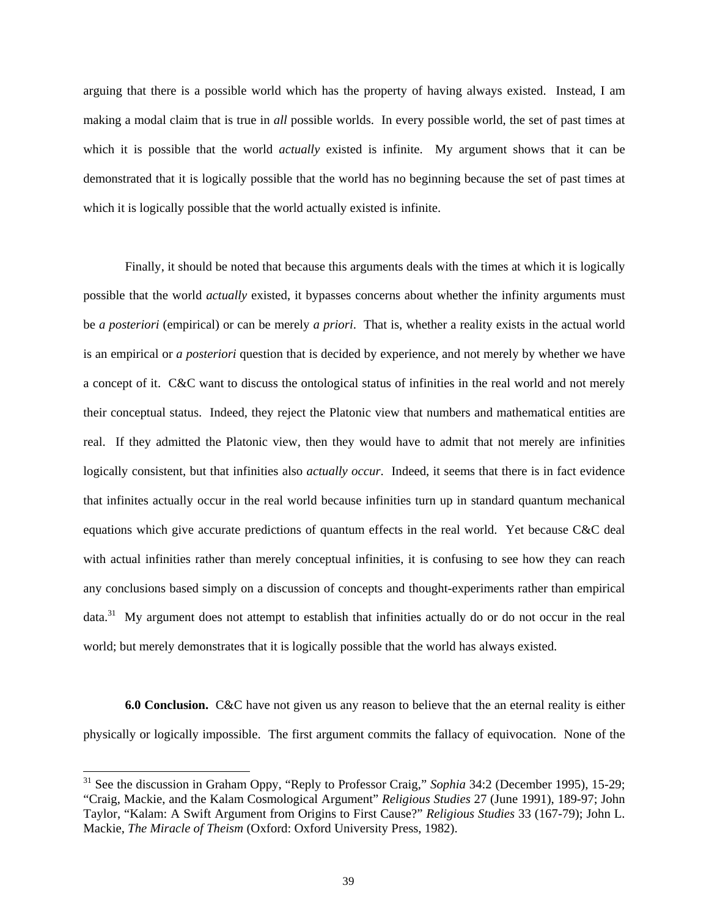arguing that there is a possible world which has the property of having always existed. Instead, I am making a modal claim that is true in *all* possible worlds. In every possible world, the set of past times at which it is possible that the world *actually* existed is infinite. My argument shows that it can be demonstrated that it is logically possible that the world has no beginning because the set of past times at which it is logically possible that the world actually existed is infinite.

Finally, it should be noted that because this arguments deals with the times at which it is logically possible that the world *actually* existed, it bypasses concerns about whether the infinity arguments must be *a posteriori* (empirical) or can be merely *a priori*. That is, whether a reality exists in the actual world is an empirical or *a posteriori* question that is decided by experience, and not merely by whether we have a concept of it. C&C want to discuss the ontological status of infinities in the real world and not merely their conceptual status. Indeed, they reject the Platonic view that numbers and mathematical entities are real. If they admitted the Platonic view, then they would have to admit that not merely are infinities logically consistent, but that infinities also *actually occur*. Indeed, it seems that there is in fact evidence that infinites actually occur in the real world because infinities turn up in standard quantum mechanical equations which give accurate predictions of quantum effects in the real world. Yet because C&C deal with actual infinities rather than merely conceptual infinities, it is confusing to see how they can reach any conclusions based simply on a discussion of concepts and thought-experiments rather than empirical data.[31] My argument does not attempt to establish that infinities actually do or do not occur in the real world; but merely demonstrates that it is logically possible that the world has always existed.

**6.0 Conclusion.** C&C have not given us any reason to believe that the an eternal reality is either physically or logically impossible. The first argument commits the fallacy of equivocation. None of the

[31] See the discussion in Graham Oppy, "Reply to Professor Craig," *Sophia* 34:2 (December 1995), 15-29; "Craig, Mackie, and the Kalam Cosmological Argument" *Religious Studies* 27 (June 1991), 189-97; John Taylor, "Kalam: A Swift Argument from Origins to First Cause?" *Religious Studies* 33 (167-79); John L. Mackie, *The Miracle of Theism* (Oxford: Oxford University Press, 1982).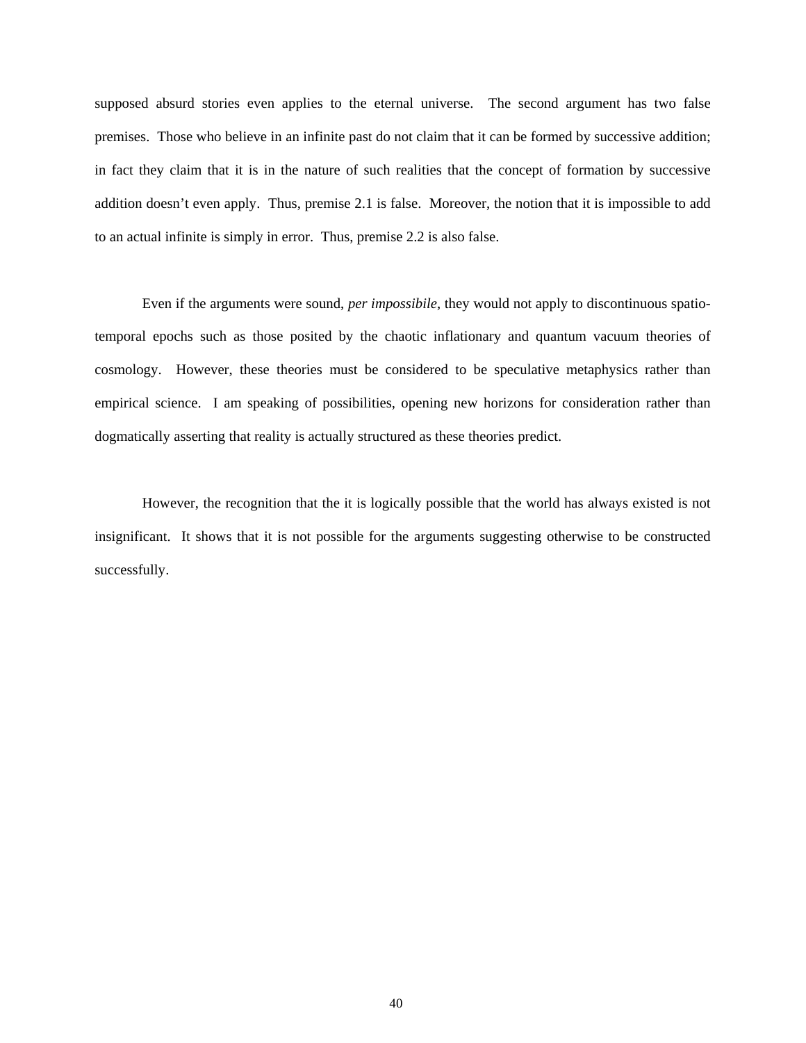supposed absurd stories even applies to the eternal universe. The second argument has two false premises. Those who believe in an infinite past do not claim that it can be formed by successive addition; in fact they claim that it is in the nature of such realities that the concept of formation by successive addition doesn't even apply. Thus, premise 2.1 is false. Moreover, the notion that it is impossible to add to an actual infinite is simply in error. Thus, premise 2.2 is also false.

Even if the arguments were sound, *per impossibile*, they would not apply to discontinuous spatio-temporal epochs such as those posited by the chaotic inflationary and quantum vacuum theories of cosmology. However, these theories must be considered to be speculative metaphysics rather than empirical science. I am speaking of possibilities, opening new horizons for consideration rather than dogmatically asserting that reality is actually structured as these theories predict.

However, the recognition that the it is logically possible that the world has always existed is not insignificant. It shows that it is not possible for the arguments suggesting otherwise to be constructed successfully.